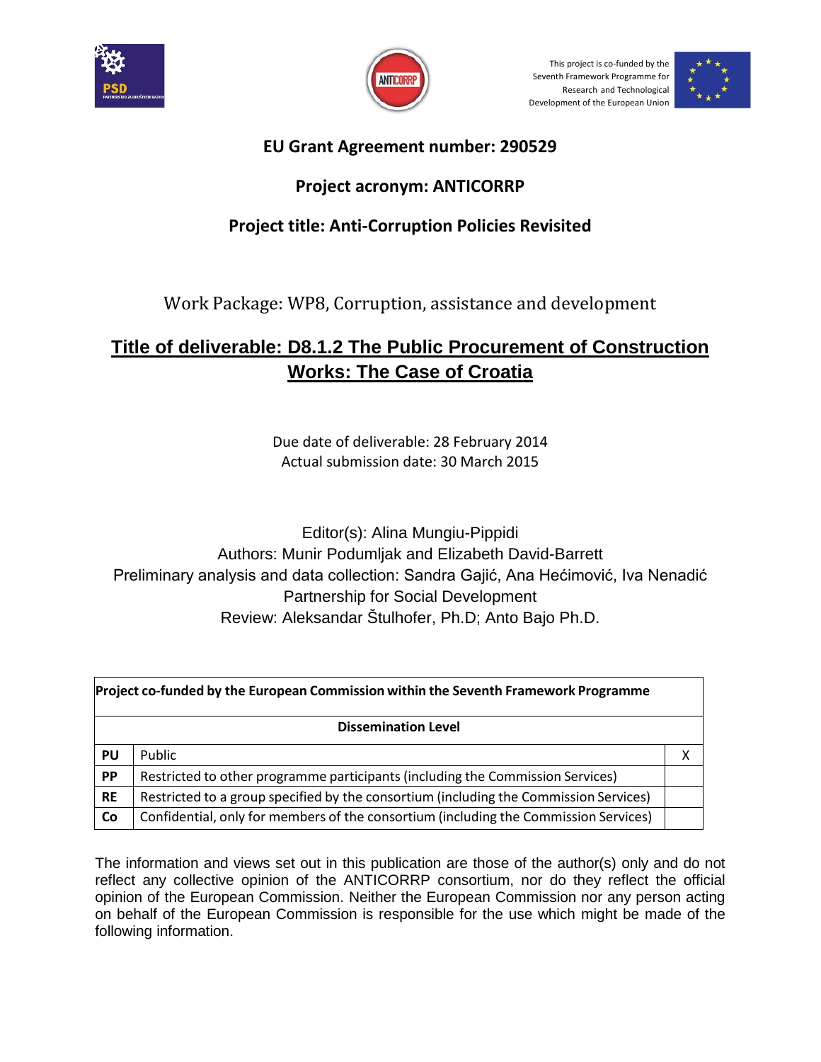This project is co-funded by the Seventh Framework Programme for Research and Technological Development of the European Union

**EU Grant Agreement number: 290529**

**Project acronym: ANTICORRP**

**Project title: Anti-Corruption Policies Revisited**

Work Package: WP8, Corruption, assistance and development

# Title of deliverable: D8.1.2 The Public Procurement of Construction Works: The Case of Croatia

Due date of deliverable: 28 February 2014
Actual submission date: 30 March 2015

Editor(s): Alina Mungiu-Pippidi
Authors: Munir Podumljak and Elizabeth David-Barrett
Preliminary analysis and data collection: Sandra Gajić, Ana Hećimović, Iva Nenadić
Partnership for Social Development
Review: Aleksandar Štulhofer, Ph.D; Anto Bajo Ph.D.

| **Project co-funded by the European Commission within the Seventh Framework Programme** | | |
|---|---|---|
| **Dissemination Level** | | |
| **PU** | Public | X |
| **PP** | Restricted to other programme participants (including the Commission Services) | |
| **RE** | Restricted to a group specified by the consortium (including the Commission Services) | |
| **Co** | Confidential, only for members of the consortium (including the Commission Services) | |

The information and views set out in this publication are those of the author(s) only and do not reflect any collective opinion of the ANTICORRP consortium, nor do they reflect the official opinion of the European Commission. Neither the European Commission nor any person acting on behalf of the European Commission is responsible for the use which might be made of the following information.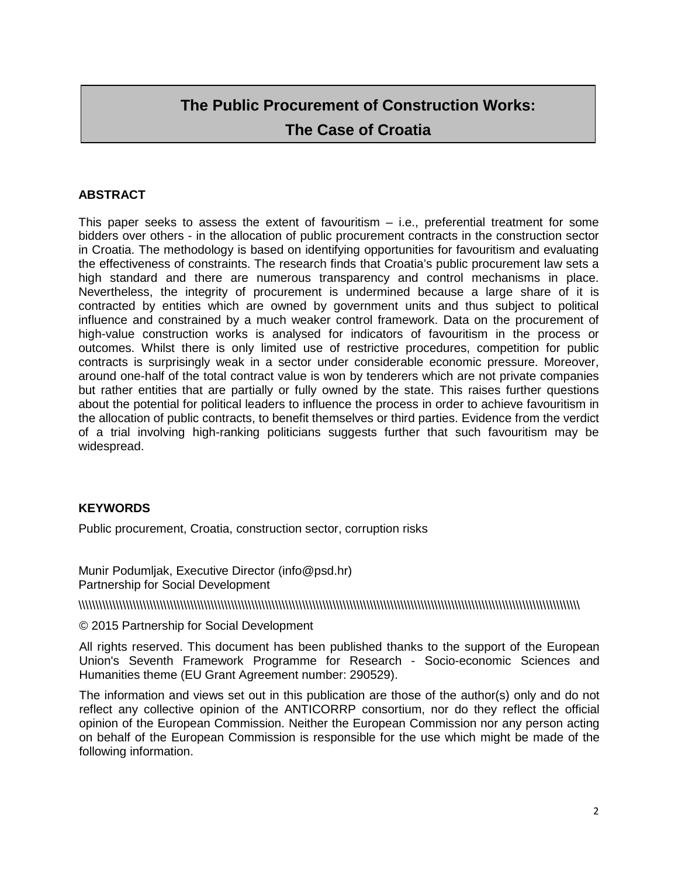# The Public Procurement of Construction Works: The Case of Croatia

**ABSTRACT**

This paper seeks to assess the extent of favouritism – i.e., preferential treatment for some bidders over others - in the allocation of public procurement contracts in the construction sector in Croatia. The methodology is based on identifying opportunities for favouritism and evaluating the effectiveness of constraints. The research finds that Croatia's public procurement law sets a high standard and there are numerous transparency and control mechanisms in place. Nevertheless, the integrity of procurement is undermined because a large share of it is contracted by entities which are owned by government units and thus subject to political influence and constrained by a much weaker control framework. Data on the procurement of high-value construction works is analysed for indicators of favouritism in the process or outcomes. Whilst there is only limited use of restrictive procedures, competition for public contracts is surprisingly weak in a sector under considerable economic pressure. Moreover, around one-half of the total contract value is won by tenderers which are not private companies but rather entities that are partially or fully owned by the state. This raises further questions about the potential for political leaders to influence the process in order to achieve favouritism in the allocation of public contracts, to benefit themselves or third parties. Evidence from the verdict of a trial involving high-ranking politicians suggests further that such favouritism may be widespread.

**KEYWORDS**

Public procurement, Croatia, construction sector, corruption risks

Munir Podumljak, Executive Director (info@psd.hr)
Partnership for Social Development

\\\\\\\\\\\\\\\\\\\\\\\\\\\\\\\\\\\\\\\\\\\\\\\\\\\\\\\\\\\\\\\\\\\\\\\\\\\\\\\\\\\\\\\\\\\\\\\\\\\\\\\\\\\\\\\\\\\\\\\\\\\\\\\\\\\\\\\\\\\\\\\\\\\\\\\\\\\\\\\\\\\\\\\\\\\\\\\\\\\\\\\\\\\\\\\\\\\\\\\\\\

© 2015 Partnership for Social Development

All rights reserved. This document has been published thanks to the support of the European Union's Seventh Framework Programme for Research - Socio-economic Sciences and Humanities theme (EU Grant Agreement number: 290529).

The information and views set out in this publication are those of the author(s) only and do not reflect any collective opinion of the ANTICORRP consortium, nor do they reflect the official opinion of the European Commission. Neither the European Commission nor any person acting on behalf of the European Commission is responsible for the use which might be made of the following information.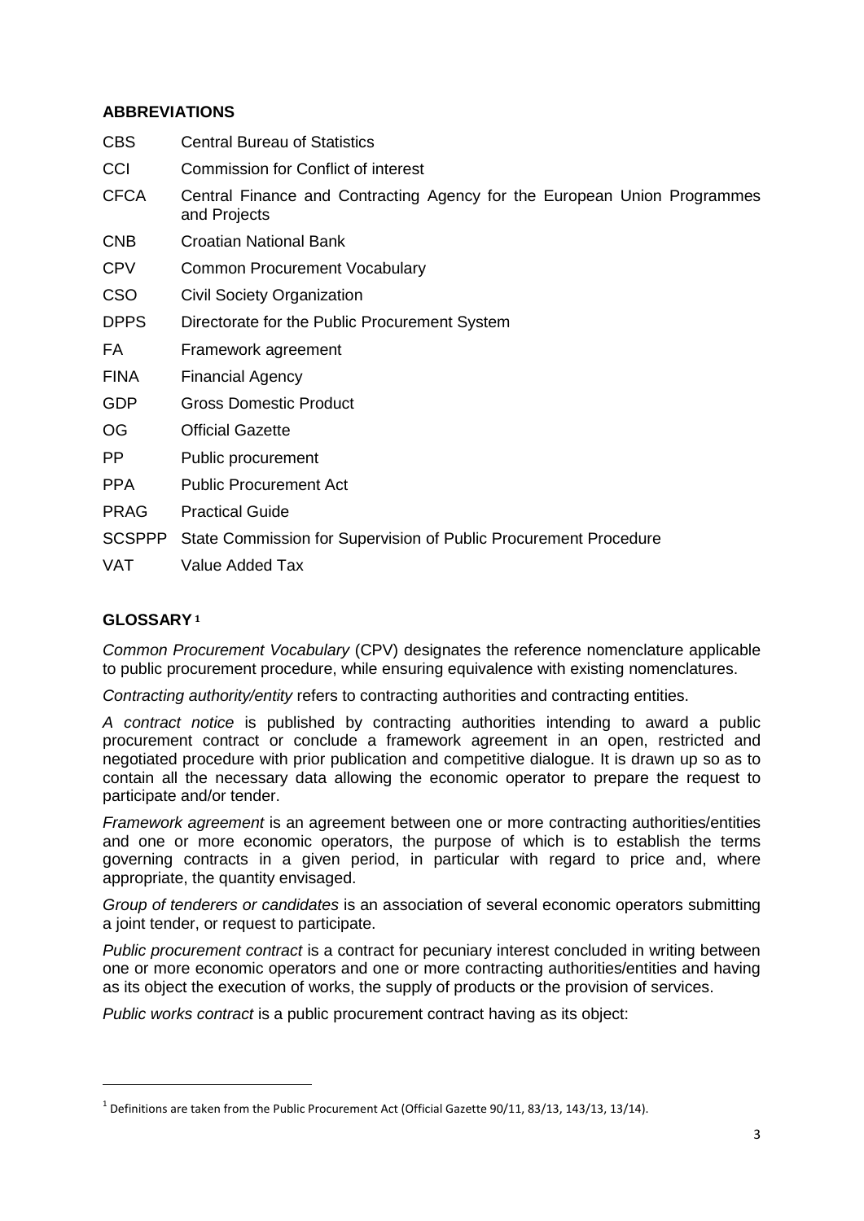## ABBREVIATIONS

| | |
|---|---|
| CBS | Central Bureau of Statistics |
| CCI | Commission for Conflict of interest |
| CFCA | Central Finance and Contracting Agency for the European Union Programmes and Projects |
| CNB | Croatian National Bank |
| CPV | Common Procurement Vocabulary |
| CSO | Civil Society Organization |
| DPPS | Directorate for the Public Procurement System |
| FA | Framework agreement |
| FINA | Financial Agency |
| GDP | Gross Domestic Product |
| OG | Official Gazette |
| PP | Public procurement |
| PPA | Public Procurement Act |
| PRAG | Practical Guide |
| SCSPPP | State Commission for Supervision of Public Procurement Procedure |
| VAT | Value Added Tax |

## GLOSSARY [1]

*Common Procurement Vocabulary* (CPV) designates the reference nomenclature applicable to public procurement procedure, while ensuring equivalence with existing nomenclatures.

*Contracting authority/entity* refers to contracting authorities and contracting entities.

*A contract notice* is published by contracting authorities intending to award a public procurement contract or conclude a framework agreement in an open, restricted and negotiated procedure with prior publication and competitive dialogue. It is drawn up so as to contain all the necessary data allowing the economic operator to prepare the request to participate and/or tender.

*Framework agreement* is an agreement between one or more contracting authorities/entities and one or more economic operators, the purpose of which is to establish the terms governing contracts in a given period, in particular with regard to price and, where appropriate, the quantity envisaged.

*Group of tenderers or candidates* is an association of several economic operators submitting a joint tender, or request to participate.

*Public procurement contract* is a contract for pecuniary interest concluded in writing between one or more economic operators and one or more contracting authorities/entities and having as its object the execution of works, the supply of products or the provision of services.

*Public works contract* is a public procurement contract having as its object:

[1] Definitions are taken from the Public Procurement Act (Official Gazette 90/11, 83/13, 143/13, 13/14).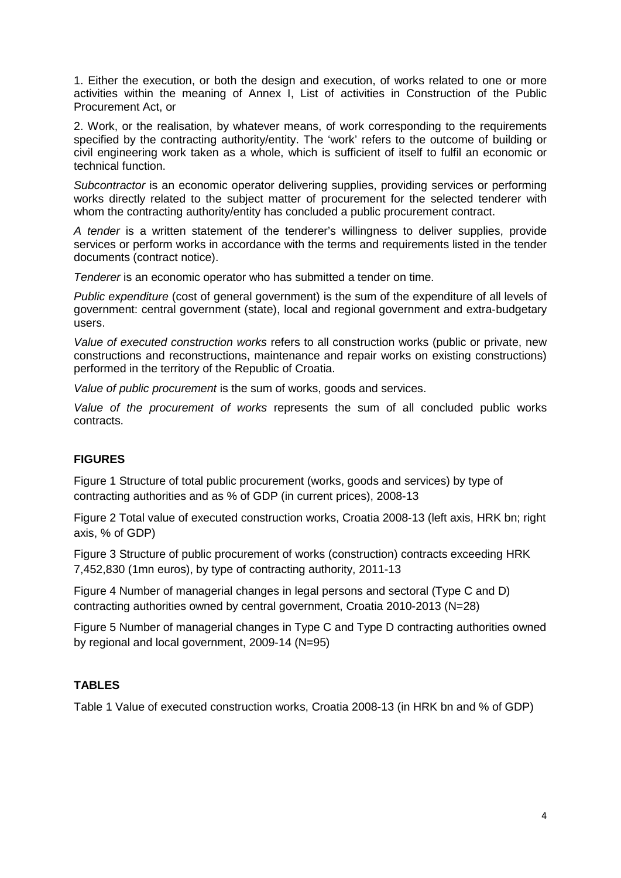1. Either the execution, or both the design and execution, of works related to one or more activities within the meaning of Annex I, List of activities in Construction of the Public Procurement Act, or

2. Work, or the realisation, by whatever means, of work corresponding to the requirements specified by the contracting authority/entity. The 'work' refers to the outcome of building or civil engineering work taken as a whole, which is sufficient of itself to fulfil an economic or technical function.

*Subcontractor* is an economic operator delivering supplies, providing services or performing works directly related to the subject matter of procurement for the selected tenderer with whom the contracting authority/entity has concluded a public procurement contract.

*A tender* is a written statement of the tenderer's willingness to deliver supplies, provide services or perform works in accordance with the terms and requirements listed in the tender documents (contract notice).

*Tenderer* is an economic operator who has submitted a tender on time.

*Public expenditure* (cost of general government) is the sum of the expenditure of all levels of government: central government (state), local and regional government and extra-budgetary users.

*Value of executed construction works* refers to all construction works (public or private, new constructions and reconstructions, maintenance and repair works on existing constructions) performed in the territory of the Republic of Croatia.

*Value of public procurement* is the sum of works, goods and services.

*Value of the procurement of works* represents the sum of all concluded public works contracts.

## FIGURES

Figure 1 Structure of total public procurement (works, goods and services) by type of contracting authorities and as % of GDP (in current prices), 2008-13

Figure 2 Total value of executed construction works, Croatia 2008-13 (left axis, HRK bn; right axis, % of GDP)

Figure 3 Structure of public procurement of works (construction) contracts exceeding HRK 7,452,830 (1mn euros), by type of contracting authority, 2011-13

Figure 4 Number of managerial changes in legal persons and sectoral (Type C and D) contracting authorities owned by central government, Croatia 2010-2013 (N=28)

Figure 5 Number of managerial changes in Type C and Type D contracting authorities owned by regional and local government, 2009-14 (N=95)

## TABLES

Table 1 Value of executed construction works, Croatia 2008-13 (in HRK bn and % of GDP)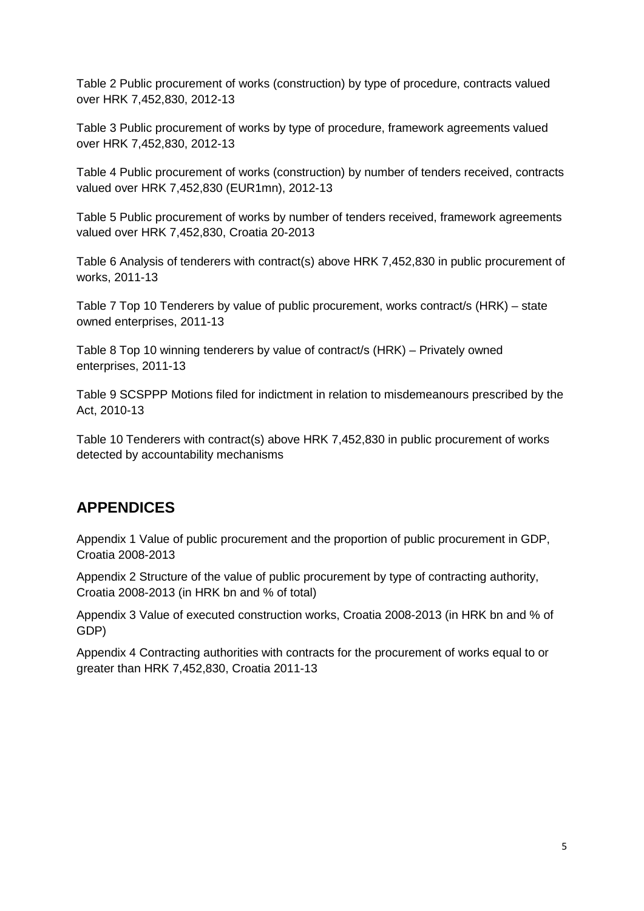Table 2 Public procurement of works (construction) by type of procedure, contracts valued over HRK 7,452,830, 2012-13

Table 3 Public procurement of works by type of procedure, framework agreements valued over HRK 7,452,830, 2012-13

Table 4 Public procurement of works (construction) by number of tenders received, contracts valued over HRK 7,452,830 (EUR1mn), 2012-13

Table 5 Public procurement of works by number of tenders received, framework agreements valued over HRK 7,452,830, Croatia 20-2013

Table 6 Analysis of tenderers with contract(s) above HRK 7,452,830 in public procurement of works, 2011-13

Table 7 Top 10 Tenderers by value of public procurement, works contract/s (HRK) – state owned enterprises, 2011-13

Table 8 Top 10 winning tenderers by value of contract/s (HRK) – Privately owned enterprises, 2011-13

Table 9 SCSPPP Motions filed for indictment in relation to misdemeanours prescribed by the Act, 2010-13

Table 10 Tenderers with contract(s) above HRK 7,452,830 in public procurement of works detected by accountability mechanisms

## APPENDICES

Appendix 1 Value of public procurement and the proportion of public procurement in GDP, Croatia 2008-2013

Appendix 2 Structure of the value of public procurement by type of contracting authority, Croatia 2008-2013 (in HRK bn and % of total)

Appendix 3 Value of executed construction works, Croatia 2008-2013 (in HRK bn and % of GDP)

Appendix 4 Contracting authorities with contracts for the procurement of works equal to or greater than HRK 7,452,830, Croatia 2011-13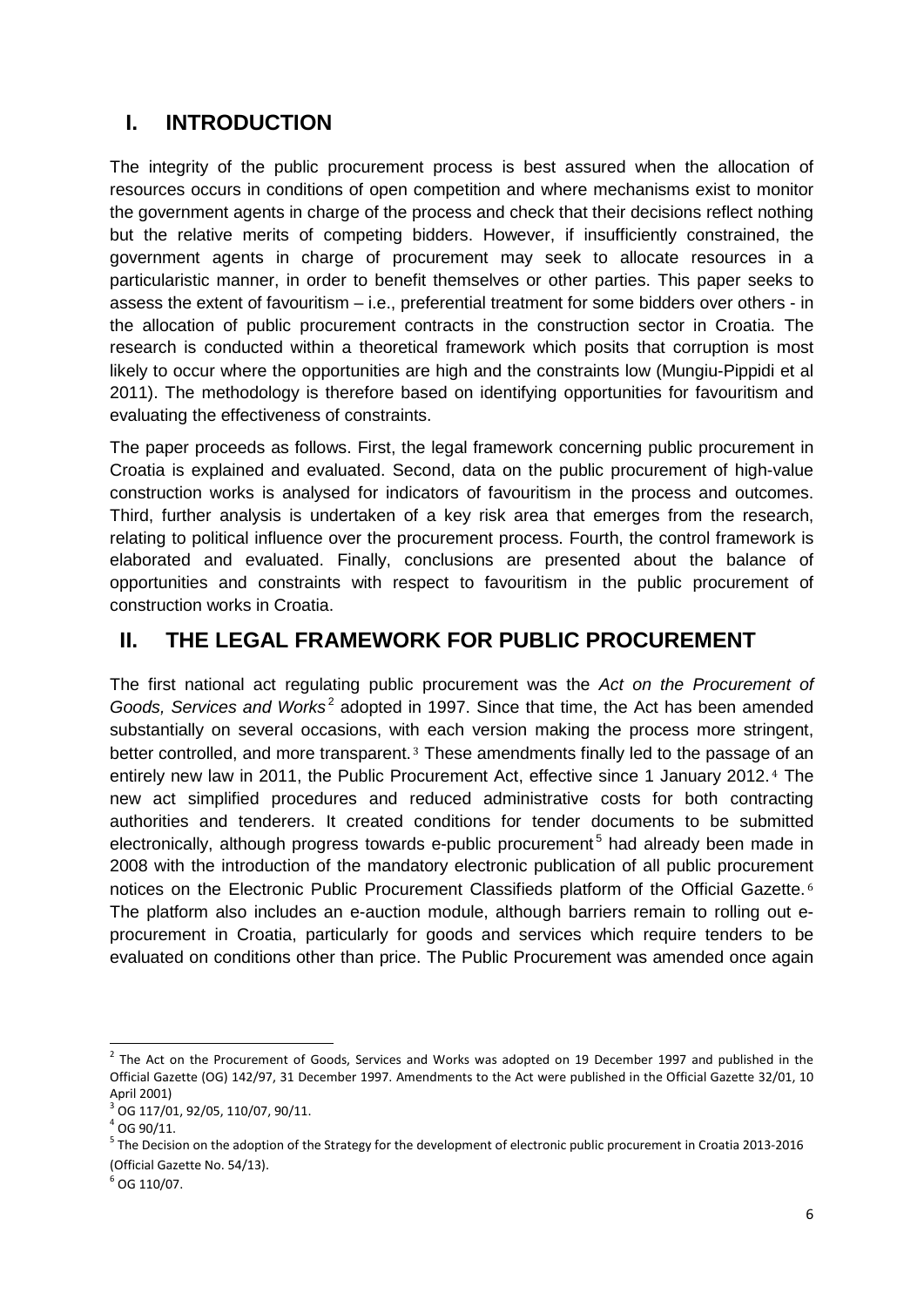## I. INTRODUCTION

The integrity of the public procurement process is best assured when the allocation of resources occurs in conditions of open competition and where mechanisms exist to monitor the government agents in charge of the process and check that their decisions reflect nothing but the relative merits of competing bidders. However, if insufficiently constrained, the government agents in charge of procurement may seek to allocate resources in a particularistic manner, in order to benefit themselves or other parties. This paper seeks to assess the extent of favouritism – i.e., preferential treatment for some bidders over others - in the allocation of public procurement contracts in the construction sector in Croatia. The research is conducted within a theoretical framework which posits that corruption is most likely to occur where the opportunities are high and the constraints low (Mungiu-Pippidi et al 2011). The methodology is therefore based on identifying opportunities for favouritism and evaluating the effectiveness of constraints.

The paper proceeds as follows. First, the legal framework concerning public procurement in Croatia is explained and evaluated. Second, data on the public procurement of high-value construction works is analysed for indicators of favouritism in the process and outcomes. Third, further analysis is undertaken of a key risk area that emerges from the research, relating to political influence over the procurement process. Fourth, the control framework is elaborated and evaluated. Finally, conclusions are presented about the balance of opportunities and constraints with respect to favouritism in the public procurement of construction works in Croatia.

## II. THE LEGAL FRAMEWORK FOR PUBLIC PROCUREMENT

The first national act regulating public procurement was the *Act on the Procurement of Goods, Services and Works*[2] adopted in 1997. Since that time, the Act has been amended substantially on several occasions, with each version making the process more stringent, better controlled, and more transparent.[3] These amendments finally led to the passage of an entirely new law in 2011, the Public Procurement Act, effective since 1 January 2012.[4] The new act simplified procedures and reduced administrative costs for both contracting authorities and tenderers. It created conditions for tender documents to be submitted electronically, although progress towards e-public procurement[5] had already been made in 2008 with the introduction of the mandatory electronic publication of all public procurement notices on the Electronic Public Procurement Classifieds platform of the Official Gazette.[6] The platform also includes an e-auction module, although barriers remain to rolling out e-procurement in Croatia, particularly for goods and services which require tenders to be evaluated on conditions other than price. The Public Procurement was amended once again

---

[2] The Act on the Procurement of Goods, Services and Works was adopted on 19 December 1997 and published in the Official Gazette (OG) 142/97, 31 December 1997. Amendments to the Act were published in the Official Gazette 32/01, 10 April 2001)

[3] OG 117/01, 92/05, 110/07, 90/11.

[4] OG 90/11.

[5] The Decision on the adoption of the Strategy for the development of electronic public procurement in Croatia 2013-2016 (Official Gazette No. 54/13).

[6] OG 110/07.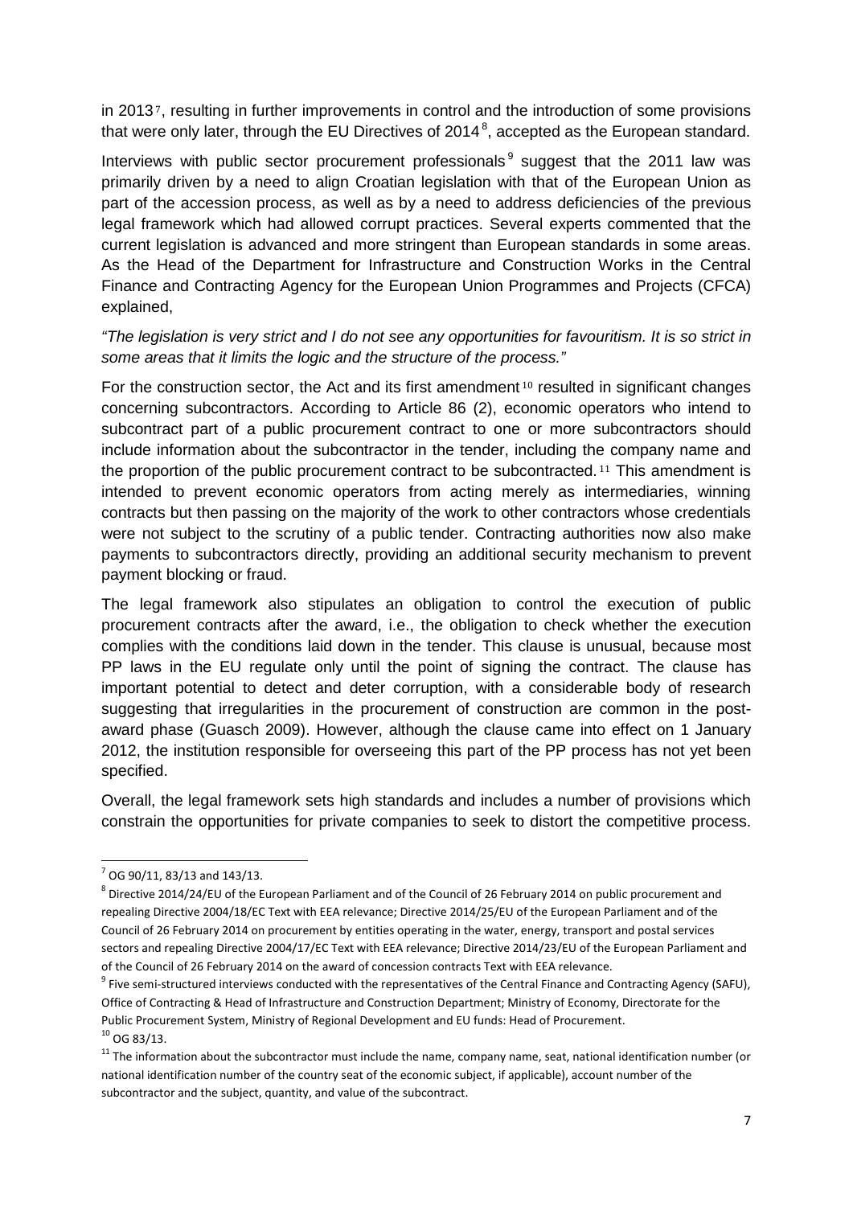in 2013[7], resulting in further improvements in control and the introduction of some provisions that were only later, through the EU Directives of 2014[8], accepted as the European standard.

Interviews with public sector procurement professionals[9] suggest that the 2011 law was primarily driven by a need to align Croatian legislation with that of the European Union as part of the accession process, as well as by a need to address deficiencies of the previous legal framework which had allowed corrupt practices. Several experts commented that the current legislation is advanced and more stringent than European standards in some areas. As the Head of the Department for Infrastructure and Construction Works in the Central Finance and Contracting Agency for the European Union Programmes and Projects (CFCA) explained,

*"The legislation is very strict and I do not see any opportunities for favouritism. It is so strict in some areas that it limits the logic and the structure of the process."*

For the construction sector, the Act and its first amendment[10] resulted in significant changes concerning subcontractors. According to Article 86 (2), economic operators who intend to subcontract part of a public procurement contract to one or more subcontractors should include information about the subcontractor in the tender, including the company name and the proportion of the public procurement contract to be subcontracted.[11] This amendment is intended to prevent economic operators from acting merely as intermediaries, winning contracts but then passing on the majority of the work to other contractors whose credentials were not subject to the scrutiny of a public tender. Contracting authorities now also make payments to subcontractors directly, providing an additional security mechanism to prevent payment blocking or fraud.

The legal framework also stipulates an obligation to control the execution of public procurement contracts after the award, i.e., the obligation to check whether the execution complies with the conditions laid down in the tender. This clause is unusual, because most PP laws in the EU regulate only until the point of signing the contract. The clause has important potential to detect and deter corruption, with a considerable body of research suggesting that irregularities in the procurement of construction are common in the post-award phase (Guasch 2009). However, although the clause came into effect on 1 January 2012, the institution responsible for overseeing this part of the PP process has not yet been specified.

Overall, the legal framework sets high standards and includes a number of provisions which constrain the opportunities for private companies to seek to distort the competitive process.

---

[7] OG 90/11, 83/13 and 143/13.

[8] Directive 2014/24/EU of the European Parliament and of the Council of 26 February 2014 on public procurement and repealing Directive 2004/18/EC Text with EEA relevance; Directive 2014/25/EU of the European Parliament and of the Council of 26 February 2014 on procurement by entities operating in the water, energy, transport and postal services sectors and repealing Directive 2004/17/EC Text with EEA relevance; Directive 2014/23/EU of the European Parliament and of the Council of 26 February 2014 on the award of concession contracts Text with EEA relevance.

[9] Five semi-structured interviews conducted with the representatives of the Central Finance and Contracting Agency (SAFU), Office of Contracting & Head of Infrastructure and Construction Department; Ministry of Economy, Directorate for the Public Procurement System, Ministry of Regional Development and EU funds: Head of Procurement.

[10] OG 83/13.

[11] The information about the subcontractor must include the name, company name, seat, national identification number (or national identification number of the country seat of the economic subject, if applicable), account number of the subcontractor and the subject, quantity, and value of the subcontract.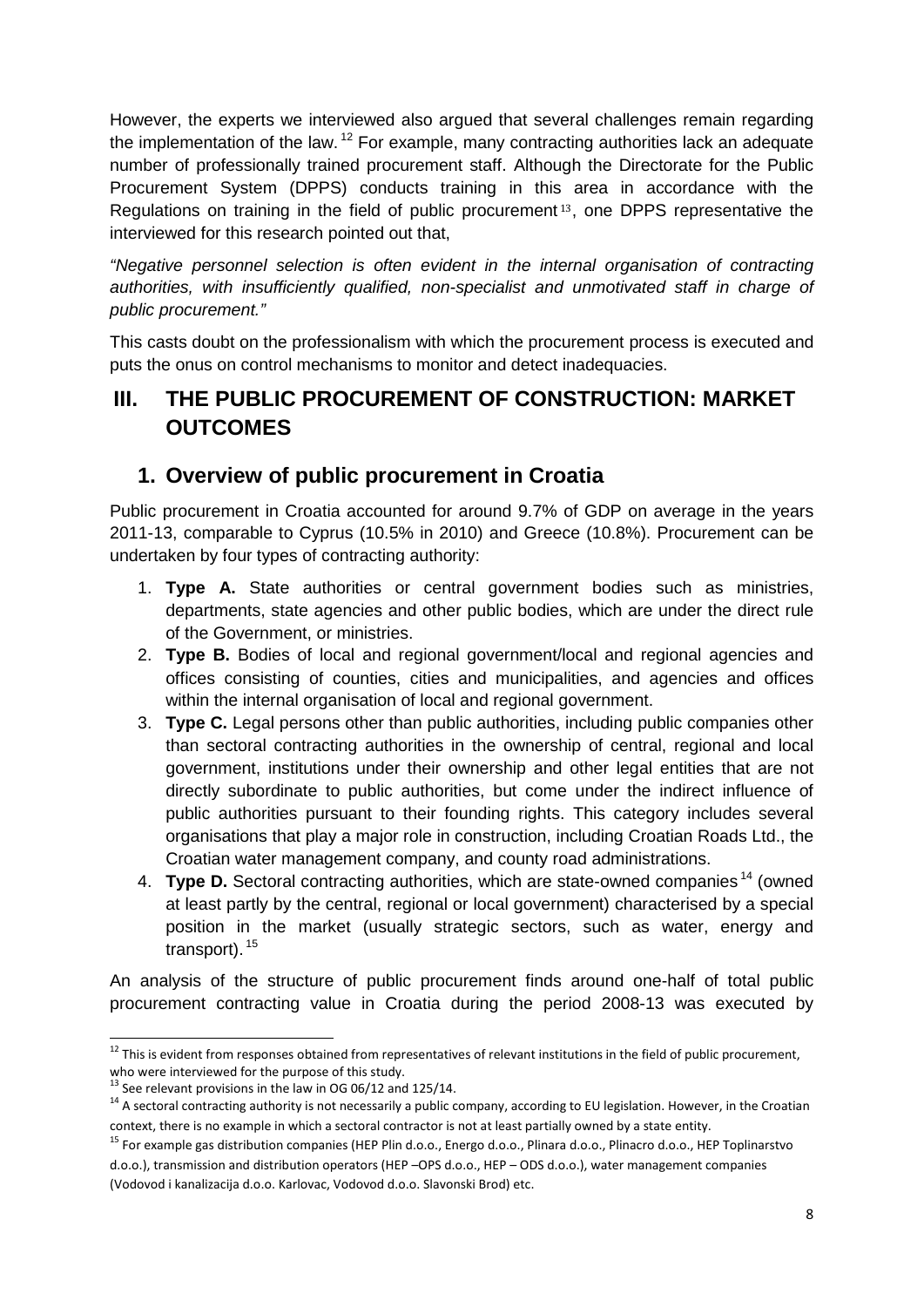However, the experts we interviewed also argued that several challenges remain regarding the implementation of the law.[12] For example, many contracting authorities lack an adequate number of professionally trained procurement staff. Although the Directorate for the Public Procurement System (DPPS) conducts training in this area in accordance with the Regulations on training in the field of public procurement[13], one DPPS representative the interviewed for this research pointed out that,

*"Negative personnel selection is often evident in the internal organisation of contracting authorities, with insufficiently qualified, non-specialist and unmotivated staff in charge of public procurement."*

This casts doubt on the professionalism with which the procurement process is executed and puts the onus on control mechanisms to monitor and detect inadequacies.

# III. THE PUBLIC PROCUREMENT OF CONSTRUCTION: MARKET OUTCOMES

## 1. Overview of public procurement in Croatia

Public procurement in Croatia accounted for around 9.7% of GDP on average in the years 2011-13, comparable to Cyprus (10.5% in 2010) and Greece (10.8%). Procurement can be undertaken by four types of contracting authority:

1. **Type A.** State authorities or central government bodies such as ministries, departments, state agencies and other public bodies, which are under the direct rule of the Government, or ministries.
2. **Type B.** Bodies of local and regional government/local and regional agencies and offices consisting of counties, cities and municipalities, and agencies and offices within the internal organisation of local and regional government.
3. **Type C.** Legal persons other than public authorities, including public companies other than sectoral contracting authorities in the ownership of central, regional and local government, institutions under their ownership and other legal entities that are not directly subordinate to public authorities, but come under the indirect influence of public authorities pursuant to their founding rights. This category includes several organisations that play a major role in construction, including Croatian Roads Ltd., the Croatian water management company, and county road administrations.
4. **Type D.** Sectoral contracting authorities, which are state-owned companies[14] (owned at least partly by the central, regional or local government) characterised by a special position in the market (usually strategic sectors, such as water, energy and transport).[15]

An analysis of the structure of public procurement finds around one-half of total public procurement contracting value in Croatia during the period 2008-13 was executed by

[12] This is evident from responses obtained from representatives of relevant institutions in the field of public procurement, who were interviewed for the purpose of this study.

[13] See relevant provisions in the law in OG 06/12 and 125/14.

[14] A sectoral contracting authority is not necessarily a public company, according to EU legislation. However, in the Croatian context, there is no example in which a sectoral contractor is not at least partially owned by a state entity.

[15] For example gas distribution companies (HEP Plin d.o.o., Energo d.o.o., Plinara d.o.o., Plinacro d.o.o., HEP Toplinarstvo d.o.o.), transmission and distribution operators (HEP –OPS d.o.o., HEP – ODS d.o.o.), water management companies (Vodovod i kanalizacija d.o.o. Karlovac, Vodovod d.o.o. Slavonski Brod) etc.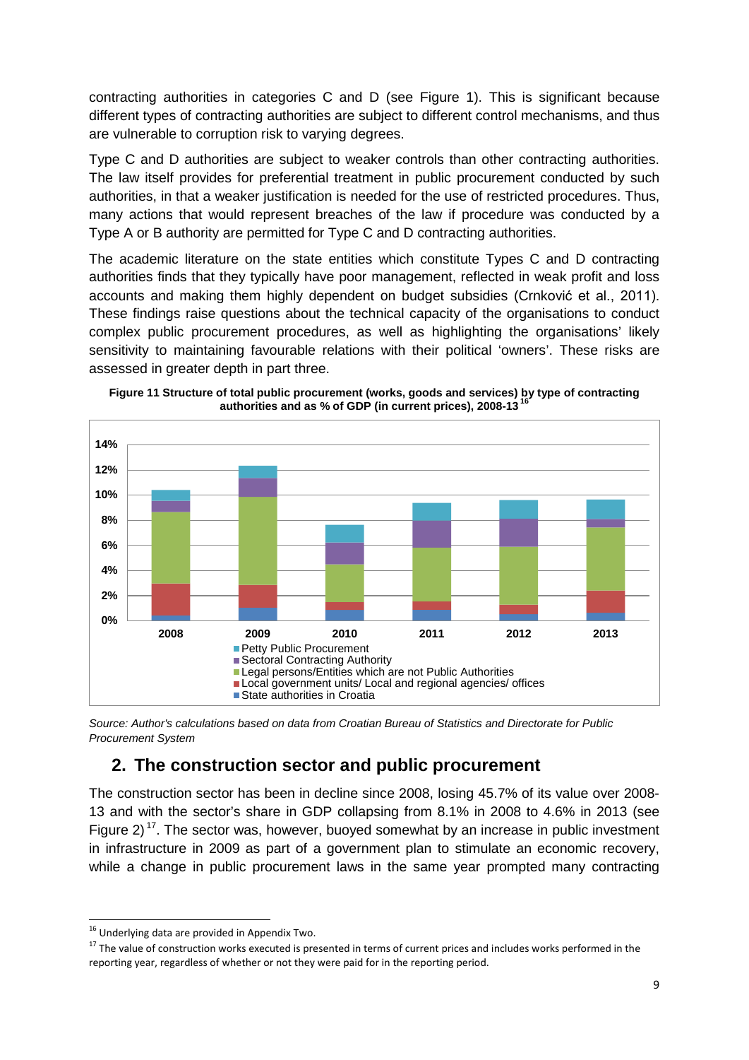contracting authorities in categories C and D (see Figure 1). This is significant because different types of contracting authorities are subject to different control mechanisms, and thus are vulnerable to corruption risk to varying degrees.

Type C and D authorities are subject to weaker controls than other contracting authorities. The law itself provides for preferential treatment in public procurement conducted by such authorities, in that a weaker justification is needed for the use of restricted procedures. Thus, many actions that would represent breaches of the law if procedure was conducted by a Type A or B authority are permitted for Type C and D contracting authorities.

The academic literature on the state entities which constitute Types C and D contracting authorities finds that they typically have poor management, reflected in weak profit and loss accounts and making them highly dependent on budget subsidies (Crnković et al., 2011). These findings raise questions about the technical capacity of the organisations to conduct complex public procurement procedures, as well as highlighting the organisations' likely sensitivity to maintaining favourable relations with their political 'owners'. These risks are assessed in greater depth in part three.

**Figure 11 Structure of total public procurement (works, goods and services) by type of contracting authorities and as % of GDP (in current prices), 2008-13** [16]

*Source: Author's calculations based on data from Croatian Bureau of Statistics and Directorate for Public Procurement System*

## 2. The construction sector and public procurement

The construction sector has been in decline since 2008, losing 45.7% of its value over 2008-13 and with the sector's share in GDP collapsing from 8.1% in 2008 to 4.6% in 2013 (see Figure 2) [17]. The sector was, however, buoyed somewhat by an increase in public investment in infrastructure in 2009 as part of a government plan to stimulate an economic recovery, while a change in public procurement laws in the same year prompted many contracting

---

[16] Underlying data are provided in Appendix Two.

[17] The value of construction works executed is presented in terms of current prices and includes works performed in the reporting year, regardless of whether or not they were paid for in the reporting period.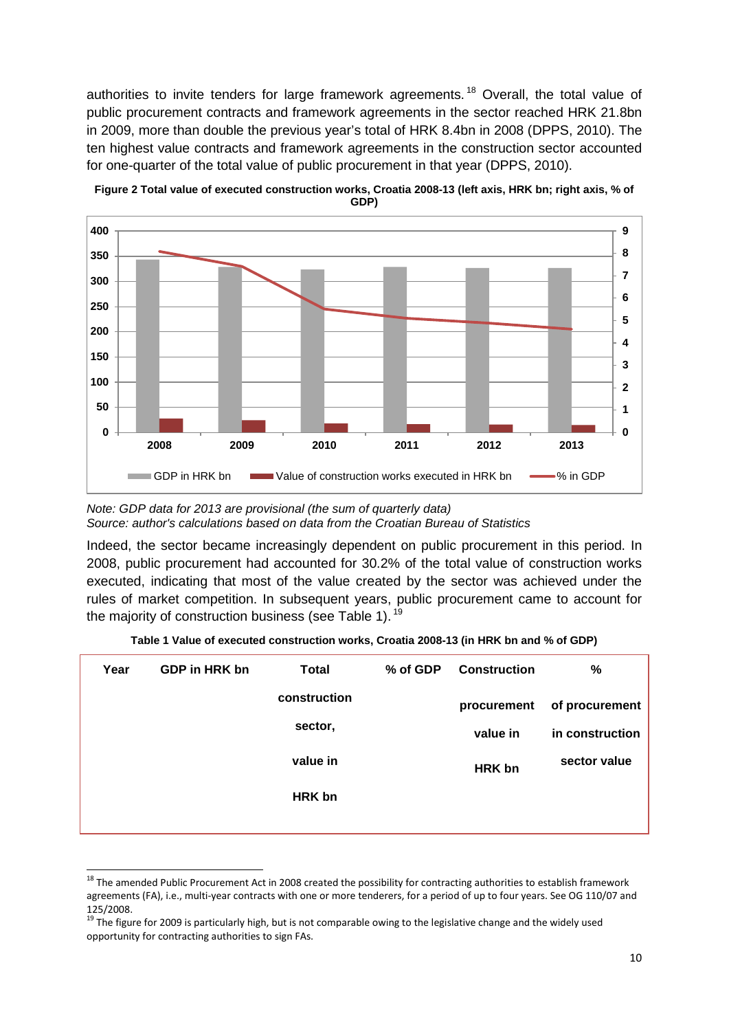authorities to invite tenders for large framework agreements.[18] Overall, the total value of public procurement contracts and framework agreements in the sector reached HRK 21.8bn in 2009, more than double the previous year's total of HRK 8.4bn in 2008 (DPPS, 2010). The ten highest value contracts and framework agreements in the construction sector accounted for one-quarter of the total value of public procurement in that year (DPPS, 2010).

**Figure 2 Total value of executed construction works, Croatia 2008-13 (left axis, HRK bn; right axis, % of GDP)**

*Note: GDP data for 2013 are provisional (the sum of quarterly data)*
*Source: author's calculations based on data from the Croatian Bureau of Statistics*

Indeed, the sector became increasingly dependent on public procurement in this period. In 2008, public procurement had accounted for 30.2% of the total value of construction works executed, indicating that most of the value created by the sector was achieved under the rules of market competition. In subsequent years, public procurement came to account for the majority of construction business (see Table 1).[19]

**Table 1 Value of executed construction works, Croatia 2008-13 (in HRK bn and % of GDP)**

| Year | GDP in HRK bn | Total construction sector, value in HRK bn | % of GDP | Construction procurement value in HRK bn | % of procurement in construction sector value |
|---|---|---|---|---|---|

[18] The amended Public Procurement Act in 2008 created the possibility for contracting authorities to establish framework agreements (FA), i.e., multi-year contracts with one or more tenderers, for a period of up to four years. See OG 110/07 and 125/2008.

[19] The figure for 2009 is particularly high, but is not comparable owing to the legislative change and the widely used opportunity for contracting authorities to sign FAs.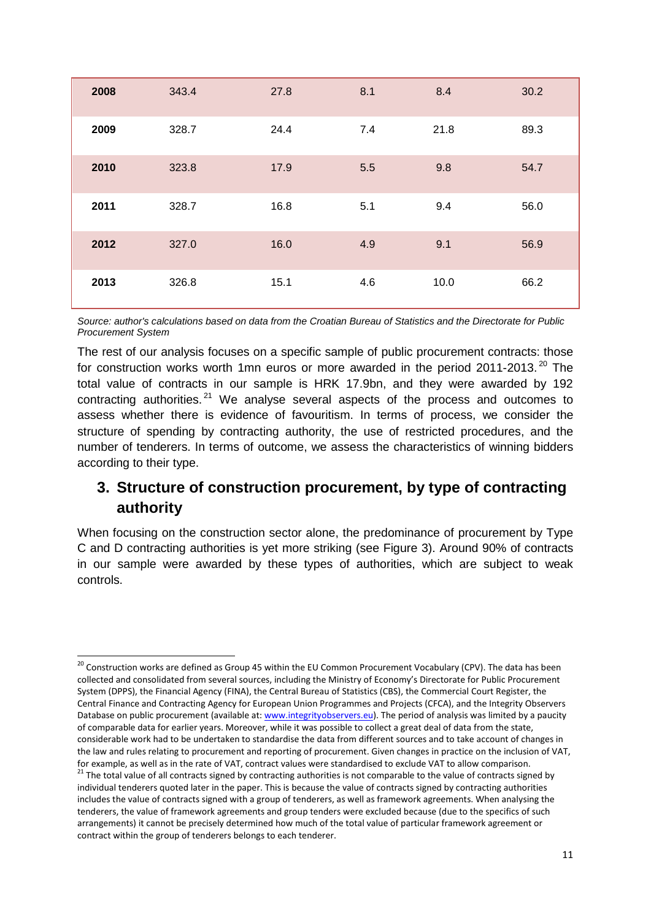| 2008 | 343.4 | 27.8 | 8.1 | 8.4 | 30.2 |
|---|---|---|---|---|---|
| 2009 | 328.7 | 24.4 | 7.4 | 21.8 | 89.3 |
| 2010 | 323.8 | 17.9 | 5.5 | 9.8 | 54.7 |
| 2011 | 328.7 | 16.8 | 5.1 | 9.4 | 56.0 |
| 2012 | 327.0 | 16.0 | 4.9 | 9.1 | 56.9 |
| 2013 | 326.8 | 15.1 | 4.6 | 10.0 | 66.2 |

*Source: author's calculations based on data from the Croatian Bureau of Statistics and the Directorate for Public Procurement System*

The rest of our analysis focuses on a specific sample of public procurement contracts: those for construction works worth 1mn euros or more awarded in the period 2011-2013.[20] The total value of contracts in our sample is HRK 17.9bn, and they were awarded by 192 contracting authorities.[21] We analyse several aspects of the process and outcomes to assess whether there is evidence of favouritism. In terms of process, we consider the structure of spending by contracting authority, the use of restricted procedures, and the number of tenderers. In terms of outcome, we assess the characteristics of winning bidders according to their type.

## 3. Structure of construction procurement, by type of contracting authority

When focusing on the construction sector alone, the predominance of procurement by Type C and D contracting authorities is yet more striking (see Figure 3). Around 90% of contracts in our sample were awarded by these types of authorities, which are subject to weak controls.

[20] Construction works are defined as Group 45 within the EU Common Procurement Vocabulary (CPV). The data has been collected and consolidated from several sources, including the Ministry of Economy's Directorate for Public Procurement System (DPPS), the Financial Agency (FINA), the Central Bureau of Statistics (CBS), the Commercial Court Register, the Central Finance and Contracting Agency for European Union Programmes and Projects (CFCA), and the Integrity Observers Database on public procurement (available at: www.integrityobservers.eu). The period of analysis was limited by a paucity of comparable data for earlier years. Moreover, while it was possible to collect a great deal of data from the state, considerable work had to be undertaken to standardise the data from different sources and to take account of changes in the law and rules relating to procurement and reporting of procurement. Given changes in practice on the inclusion of VAT, for example, as well as in the rate of VAT, contract values were standardised to exclude VAT to allow comparison.

[21] The total value of all contracts signed by contracting authorities is not comparable to the value of contracts signed by individual tenderers quoted later in the paper. This is because the value of contracts signed by contracting authorities includes the value of contracts signed with a group of tenderers, as well as framework agreements. When analysing the tenderers, the value of framework agreements and group tenders were excluded because (due to the specifics of such arrangements) it cannot be precisely determined how much of the total value of particular framework agreement or contract within the group of tenderers belongs to each tenderer.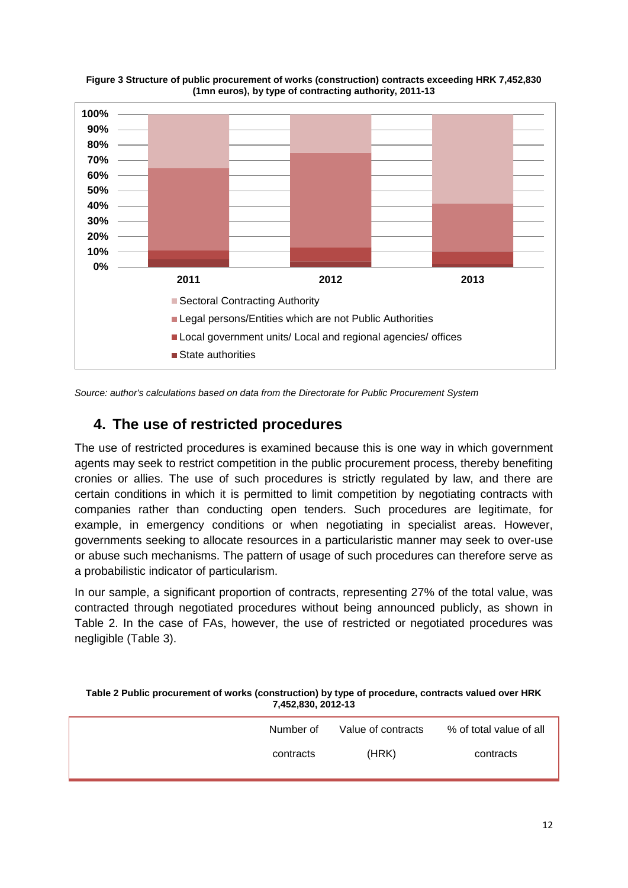**Figure 3 Structure of public procurement of works (construction) contracts exceeding HRK 7,452,830 (1mn euros), by type of contracting authority, 2011-13**

*Source: author's calculations based on data from the Directorate for Public Procurement System*

## 4. The use of restricted procedures

The use of restricted procedures is examined because this is one way in which government agents may seek to restrict competition in the public procurement process, thereby benefiting cronies or allies. The use of such procedures is strictly regulated by law, and there are certain conditions in which it is permitted to limit competition by negotiating contracts with companies rather than conducting open tenders. Such procedures are legitimate, for example, in emergency conditions or when negotiating in specialist areas. However, governments seeking to allocate resources in a particularistic manner may seek to over-use or abuse such mechanisms. The pattern of usage of such procedures can therefore serve as a probabilistic indicator of particularism.

In our sample, a significant proportion of contracts, representing 27% of the total value, was contracted through negotiated procedures without being announced publicly, as shown in Table 2. In the case of FAs, however, the use of restricted or negotiated procedures was negligible (Table 3).

**Table 2 Public procurement of works (construction) by type of procedure, contracts valued over HRK 7,452,830, 2012-13**

| | Number of contracts | Value of contracts (HRK) | % of total value of all contracts |
|---|---|---|---|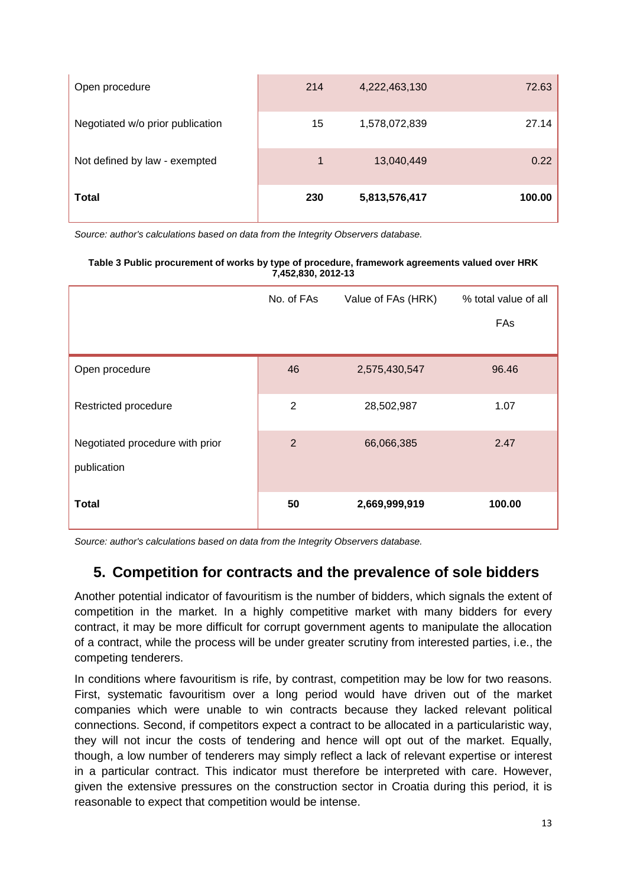| | | | |
|---|---|---|---|
| Open procedure | 214 | 4,222,463,130 | 72.63 |
| Negotiated w/o prior publication | 15 | 1,578,072,839 | 27.14 |
| Not defined by law - exempted | 1 | 13,040,449 | 0.22 |
| **Total** | **230** | **5,813,576,417** | **100.00** |

*Source: author's calculations based on data from the Integrity Observers database.*

**Table 3 Public procurement of works by type of procedure, framework agreements valued over HRK 7,452,830, 2012-13**

| | No. of FAs | Value of FAs (HRK) | % total value of all FAs |
|---|---|---|---|
| Open procedure | 46 | 2,575,430,547 | 96.46 |
| Restricted procedure | 2 | 28,502,987 | 1.07 |
| Negotiated procedure with prior publication | 2 | 66,066,385 | 2.47 |
| **Total** | **50** | **2,669,999,919** | **100.00** |

*Source: author's calculations based on data from the Integrity Observers database.*

## 5. Competition for contracts and the prevalence of sole bidders

Another potential indicator of favouritism is the number of bidders, which signals the extent of competition in the market. In a highly competitive market with many bidders for every contract, it may be more difficult for corrupt government agents to manipulate the allocation of a contract, while the process will be under greater scrutiny from interested parties, i.e., the competing tenderers.

In conditions where favouritism is rife, by contrast, competition may be low for two reasons. First, systematic favouritism over a long period would have driven out of the market companies which were unable to win contracts because they lacked relevant political connections. Second, if competitors expect a contract to be allocated in a particularistic way, they will not incur the costs of tendering and hence will opt out of the market. Equally, though, a low number of tenderers may simply reflect a lack of relevant expertise or interest in a particular contract. This indicator must therefore be interpreted with care. However, given the extensive pressures on the construction sector in Croatia during this period, it is reasonable to expect that competition would be intense.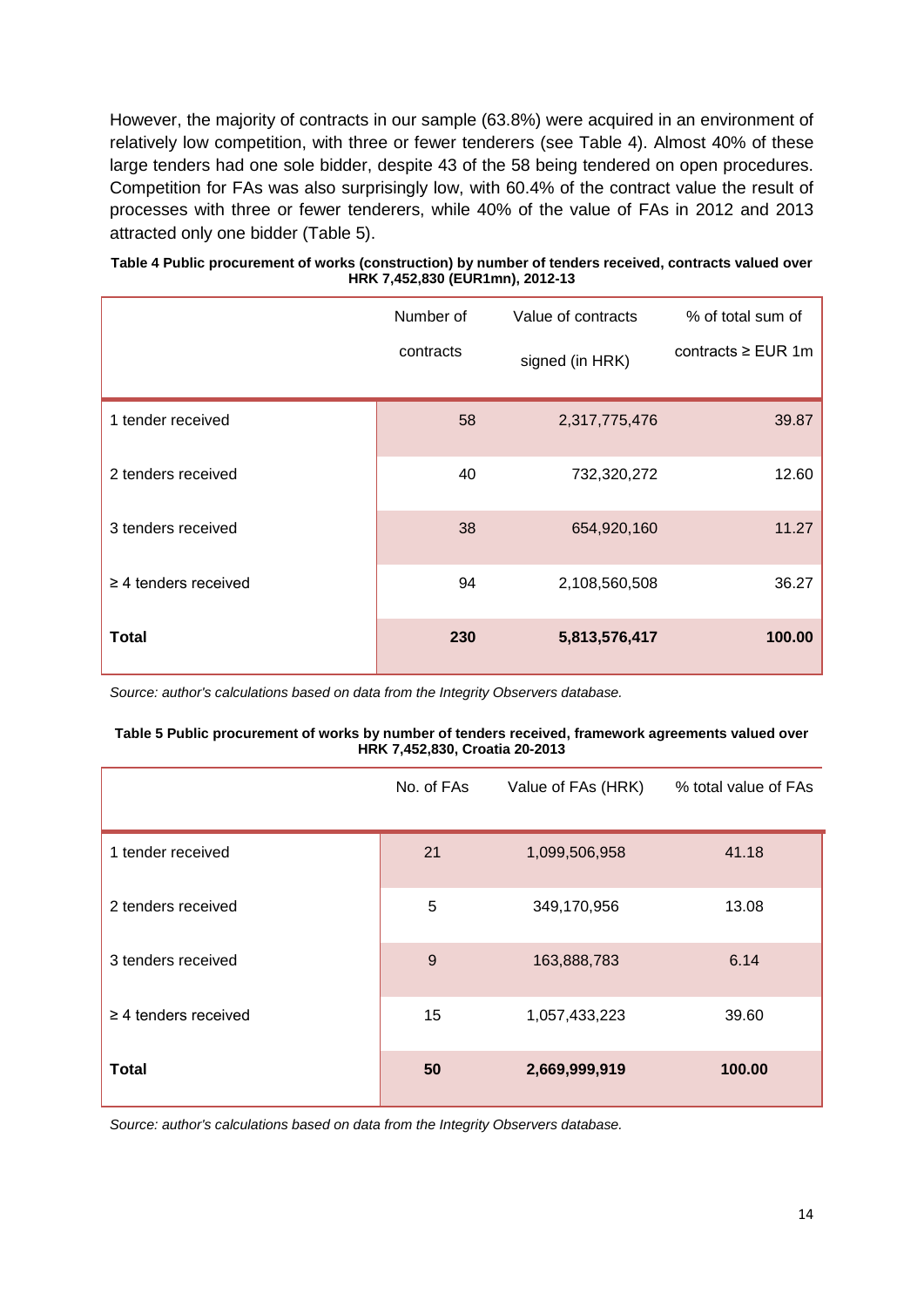However, the majority of contracts in our sample (63.8%) were acquired in an environment of relatively low competition, with three or fewer tenderers (see Table 4). Almost 40% of these large tenders had one sole bidder, despite 43 of the 58 being tendered on open procedures. Competition for FAs was also surprisingly low, with 60.4% of the contract value the result of processes with three or fewer tenderers, while 40% of the value of FAs in 2012 and 2013 attracted only one bidder (Table 5).

**Table 4 Public procurement of works (construction) by number of tenders received, contracts valued over HRK 7,452,830 (EUR1mn), 2012-13**

| | Number of contracts | Value of contracts signed (in HRK) | % of total sum of contracts ≥ EUR 1m |
|---|---|---|---|
| 1 tender received | 58 | 2,317,775,476 | 39.87 |
| 2 tenders received | 40 | 732,320,272 | 12.60 |
| 3 tenders received | 38 | 654,920,160 | 11.27 |
| ≥ 4 tenders received | 94 | 2,108,560,508 | 36.27 |
| **Total** | **230** | **5,813,576,417** | **100.00** |

*Source: author's calculations based on data from the Integrity Observers database.*

**Table 5 Public procurement of works by number of tenders received, framework agreements valued over HRK 7,452,830, Croatia 20-2013**

| | No. of FAs | Value of FAs (HRK) | % total value of FAs |
|---|---|---|---|
| 1 tender received | 21 | 1,099,506,958 | 41.18 |
| 2 tenders received | 5 | 349,170,956 | 13.08 |
| 3 tenders received | 9 | 163,888,783 | 6.14 |
| ≥ 4 tenders received | 15 | 1,057,433,223 | 39.60 |
| **Total** | **50** | **2,669,999,919** | **100.00** |

*Source: author's calculations based on data from the Integrity Observers database.*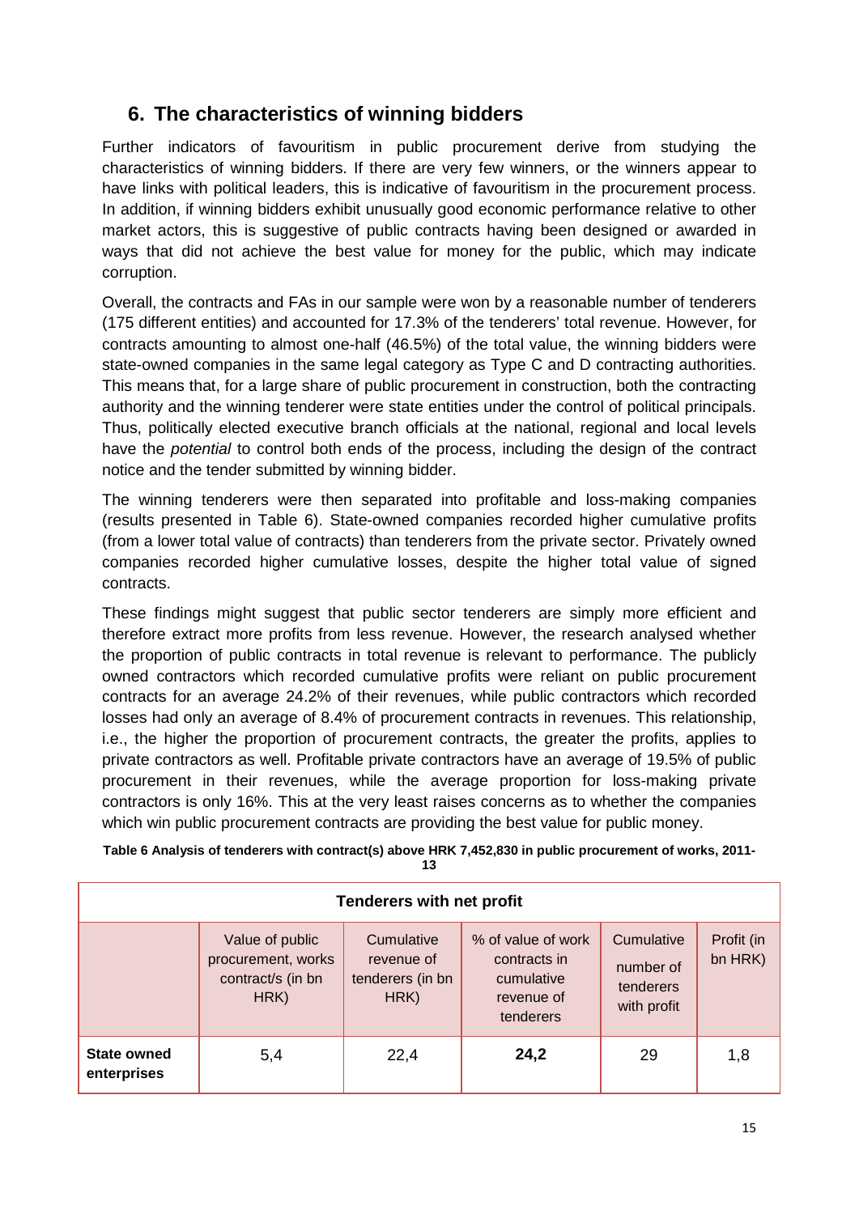## 6. The characteristics of winning bidders

Further indicators of favouritism in public procurement derive from studying the characteristics of winning bidders. If there are very few winners, or the winners appear to have links with political leaders, this is indicative of favouritism in the procurement process. In addition, if winning bidders exhibit unusually good economic performance relative to other market actors, this is suggestive of public contracts having been designed or awarded in ways that did not achieve the best value for money for the public, which may indicate corruption.

Overall, the contracts and FAs in our sample were won by a reasonable number of tenderers (175 different entities) and accounted for 17.3% of the tenderers' total revenue. However, for contracts amounting to almost one-half (46.5%) of the total value, the winning bidders were state-owned companies in the same legal category as Type C and D contracting authorities. This means that, for a large share of public procurement in construction, both the contracting authority and the winning tenderer were state entities under the control of political principals. Thus, politically elected executive branch officials at the national, regional and local levels have the *potential* to control both ends of the process, including the design of the contract notice and the tender submitted by winning bidder.

The winning tenderers were then separated into profitable and loss-making companies (results presented in Table 6). State-owned companies recorded higher cumulative profits (from a lower total value of contracts) than tenderers from the private sector. Privately owned companies recorded higher cumulative losses, despite the higher total value of signed contracts.

These findings might suggest that public sector tenderers are simply more efficient and therefore extract more profits from less revenue. However, the research analysed whether the proportion of public contracts in total revenue is relevant to performance. The publicly owned contractors which recorded cumulative profits were reliant on public procurement contracts for an average 24.2% of their revenues, while public contractors which recorded losses had only an average of 8.4% of procurement contracts in revenues. This relationship, i.e., the higher the proportion of procurement contracts, the greater the profits, applies to private contractors as well. Profitable private contractors have an average of 19.5% of public procurement in their revenues, while the average proportion for loss-making private contractors is only 16%. This at the very least raises concerns as to whether the companies which win public procurement contracts are providing the best value for public money.

**Table 6 Analysis of tenderers with contract(s) above HRK 7,452,830 in public procurement of works, 2011-13**

| **Tenderers with net profit** | | | | | |
|---|---|---|---|---|---|
| | Value of public procurement, works contract/s (in bn HRK) | Cumulative revenue of tenderers (in bn HRK) | % of value of work contracts in cumulative revenue of tenderers | Cumulative number of tenderers with profit | Profit (in bn HRK) |
| **State owned enterprises** | 5,4 | 22,4 | **24,2** | 29 | 1,8 |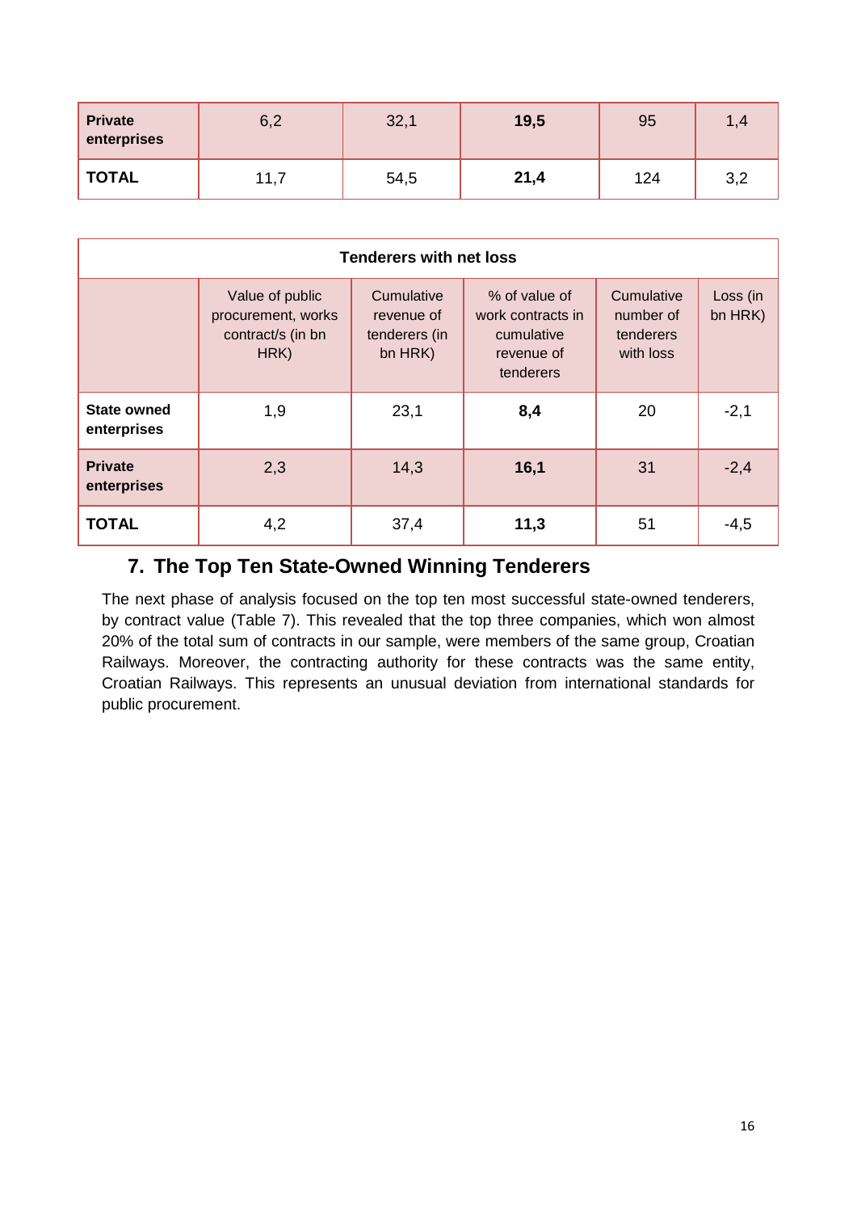| Private enterprises | 6,2 | 32,1 | **19,5** | 95 | 1,4 |
|---|---|---|---|---|---|
| **TOTAL** | 11,7 | 54,5 | **21,4** | 124 | 3,2 |

| **Tenderers with net loss** | | | | | |
|---|---|---|---|---|---|
| | Value of public procurement, works contract/s (in bn HRK) | Cumulative revenue of tenderers (in bn HRK) | % of value of work contracts in cumulative revenue of tenderers | Cumulative number of tenderers with loss | Loss (in bn HRK) |
| **State owned enterprises** | 1,9 | 23,1 | **8,4** | 20 | -2,1 |
| **Private enterprises** | 2,3 | 14,3 | **16,1** | 31 | -2,4 |
| **TOTAL** | 4,2 | 37,4 | **11,3** | 51 | -4,5 |

## 7. The Top Ten State-Owned Winning Tenderers

The next phase of analysis focused on the top ten most successful state-owned tenderers, by contract value (Table 7). This revealed that the top three companies, which won almost 20% of the total sum of contracts in our sample, were members of the same group, Croatian Railways. Moreover, the contracting authority for these contracts was the same entity, Croatian Railways. This represents an unusual deviation from international standards for public procurement.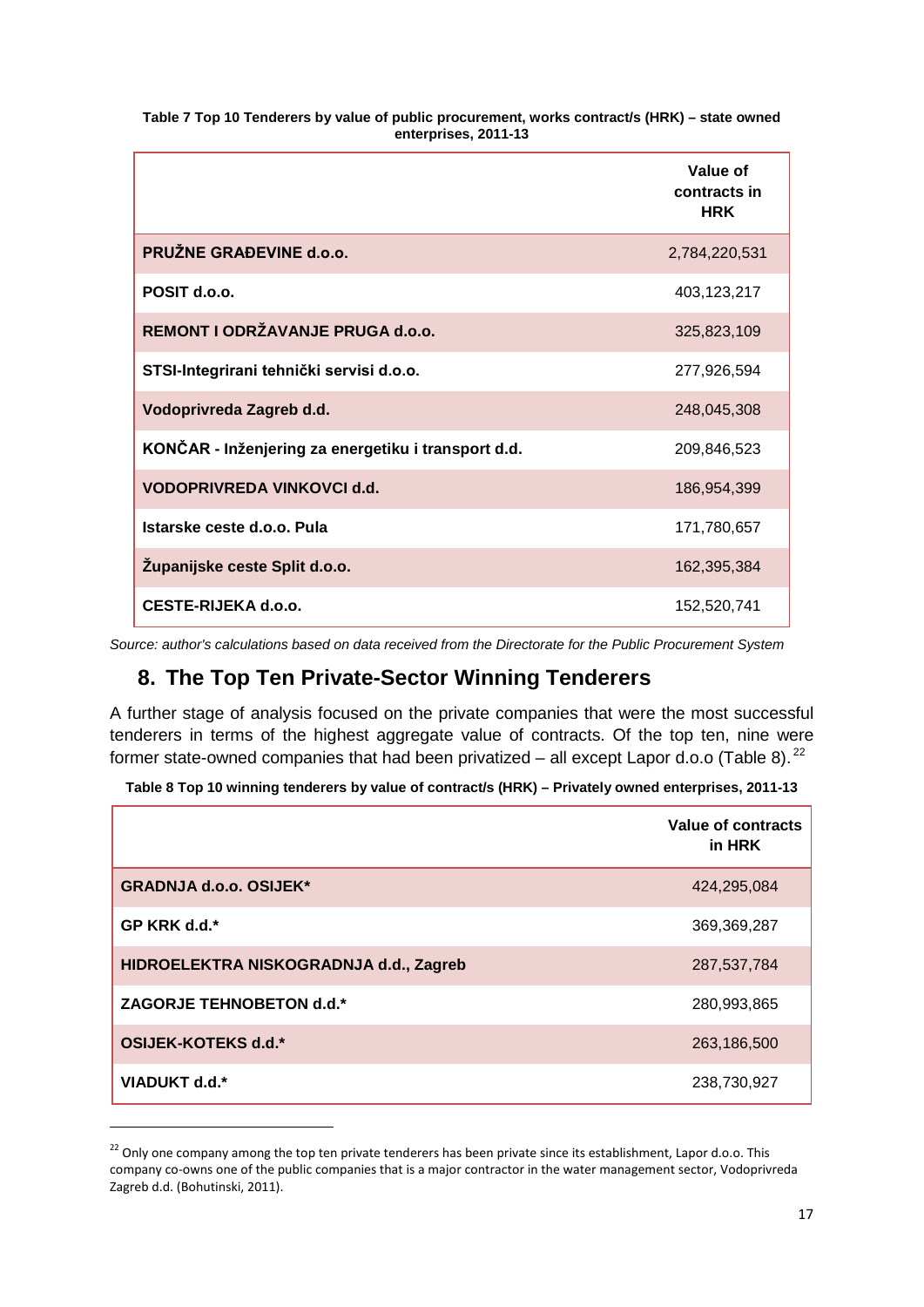**Table 7 Top 10 Tenderers by value of public procurement, works contract/s (HRK) – state owned enterprises, 2011-13**

| | Value of contracts in HRK |
|---|---|
| **PRUŽNE GRAĐEVINE d.o.o.** | 2,784,220,531 |
| **POSIT d.o.o.** | 403,123,217 |
| **REMONT I ODRŽAVANJE PRUGA d.o.o.** | 325,823,109 |
| **STSI-Integrirani tehnički servisi d.o.o.** | 277,926,594 |
| **Vodoprivreda Zagreb d.d.** | 248,045,308 |
| **KONČAR - Inženjering za energetiku i transport d.d.** | 209,846,523 |
| **VODOPRIVREDA VINKOVCI d.d.** | 186,954,399 |
| **Istarske ceste d.o.o. Pula** | 171,780,657 |
| **Županijske ceste Split d.o.o.** | 162,395,384 |
| **CESTE-RIJEKA d.o.o.** | 152,520,741 |

*Source: author's calculations based on data received from the Directorate for the Public Procurement System*

## 8. The Top Ten Private-Sector Winning Tenderers

A further stage of analysis focused on the private companies that were the most successful tenderers in terms of the highest aggregate value of contracts. Of the top ten, nine were former state-owned companies that had been privatized – all except Lapor d.o.o (Table 8).[22]

**Table 8 Top 10 winning tenderers by value of contract/s (HRK) – Privately owned enterprises, 2011-13**

| | Value of contracts in HRK |
|---|---|
| **GRADNJA d.o.o. OSIJEK*** | 424,295,084 |
| **GP KRK d.d.*** | 369,369,287 |
| **HIDROELEKTRA NISKOGRADNJA d.d., Zagreb** | 287,537,784 |
| **ZAGORJE TEHNOBETON d.d.*** | 280,993,865 |
| **OSIJEK-KOTEKS d.d.*** | 263,186,500 |
| **VIADUKT d.d.*** | 238,730,927 |

[22] Only one company among the top ten private tenderers has been private since its establishment, Lapor d.o.o. This company co-owns one of the public companies that is a major contractor in the water management sector, Vodoprivreda Zagreb d.d. (Bohutinski, 2011).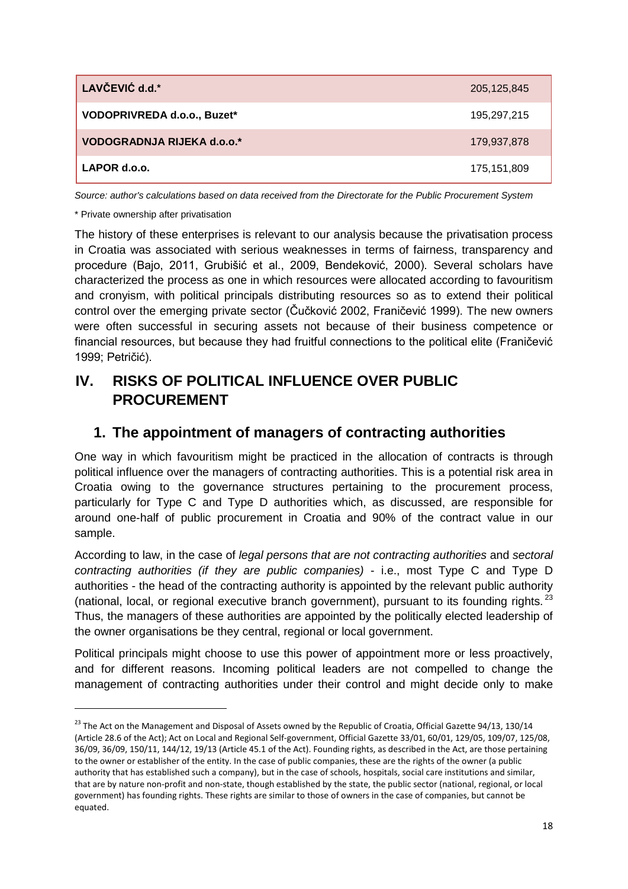| | |
|---|---|
| **LAVČEVIĆ d.d.*** | 205,125,845 |
| **VODOPRIVREDA d.o.o., Buzet*** | 195,297,215 |
| **VODOGRADNJA RIJEKA d.o.o.*** | 179,937,878 |
| **LAPOR d.o.o.** | 175,151,809 |

*Source: author's calculations based on data received from the Directorate for the Public Procurement System*

\* Private ownership after privatisation

The history of these enterprises is relevant to our analysis because the privatisation process in Croatia was associated with serious weaknesses in terms of fairness, transparency and procedure (Bajo, 2011, Grubišić et al., 2009, Bendeković, 2000). Several scholars have characterized the process as one in which resources were allocated according to favouritism and cronyism, with political principals distributing resources so as to extend their political control over the emerging private sector (Čučković 2002, Franičević 1999). The new owners were often successful in securing assets not because of their business competence or financial resources, but because they had fruitful connections to the political elite (Franičević 1999; Petričić).

# IV. RISKS OF POLITICAL INFLUENCE OVER PUBLIC PROCUREMENT

## 1. The appointment of managers of contracting authorities

One way in which favouritism might be practiced in the allocation of contracts is through political influence over the managers of contracting authorities. This is a potential risk area in Croatia owing to the governance structures pertaining to the procurement process, particularly for Type C and Type D authorities which, as discussed, are responsible for around one-half of public procurement in Croatia and 90% of the contract value in our sample.

According to law, in the case of *legal persons that are not contracting authorities* and *sectoral contracting authorities (if they are public companies)* - i.e., most Type C and Type D authorities - the head of the contracting authority is appointed by the relevant public authority (national, local, or regional executive branch government), pursuant to its founding rights.[23] Thus, the managers of these authorities are appointed by the politically elected leadership of the owner organisations be they central, regional or local government.

Political principals might choose to use this power of appointment more or less proactively, and for different reasons. Incoming political leaders are not compelled to change the management of contracting authorities under their control and might decide only to make

[23] The Act on the Management and Disposal of Assets owned by the Republic of Croatia, Official Gazette 94/13, 130/14 (Article 28.6 of the Act); Act on Local and Regional Self-government, Official Gazette 33/01, 60/01, 129/05, 109/07, 125/08, 36/09, 36/09, 150/11, 144/12, 19/13 (Article 45.1 of the Act). Founding rights, as described in the Act, are those pertaining to the owner or establisher of the entity. In the case of public companies, these are the rights of the owner (a public authority that has established such a company), but in the case of schools, hospitals, social care institutions and similar, that are by nature non-profit and non-state, though established by the state, the public sector (national, regional, or local government) has founding rights. These rights are similar to those of owners in the case of companies, but cannot be equated.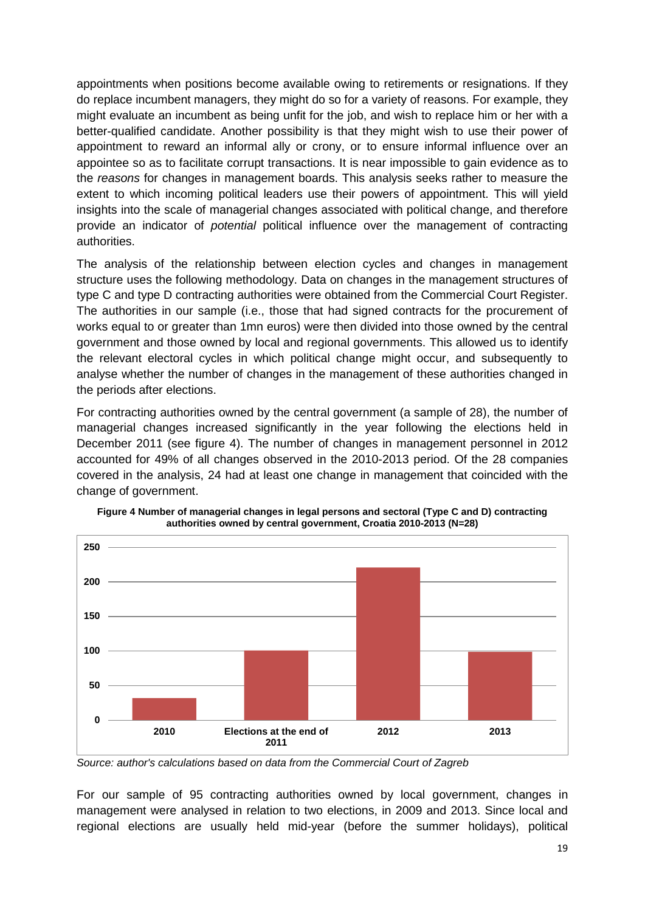appointments when positions become available owing to retirements or resignations. If they do replace incumbent managers, they might do so for a variety of reasons. For example, they might evaluate an incumbent as being unfit for the job, and wish to replace him or her with a better-qualified candidate. Another possibility is that they might wish to use their power of appointment to reward an informal ally or crony, or to ensure informal influence over an appointee so as to facilitate corrupt transactions. It is near impossible to gain evidence as to the *reasons* for changes in management boards. This analysis seeks rather to measure the extent to which incoming political leaders use their powers of appointment. This will yield insights into the scale of managerial changes associated with political change, and therefore provide an indicator of *potential* political influence over the management of contracting authorities.

The analysis of the relationship between election cycles and changes in management structure uses the following methodology. Data on changes in the management structures of type C and type D contracting authorities were obtained from the Commercial Court Register. The authorities in our sample (i.e., those that had signed contracts for the procurement of works equal to or greater than 1mn euros) were then divided into those owned by the central government and those owned by local and regional governments. This allowed us to identify the relevant electoral cycles in which political change might occur, and subsequently to analyse whether the number of changes in the management of these authorities changed in the periods after elections.

For contracting authorities owned by the central government (a sample of 28), the number of managerial changes increased significantly in the year following the elections held in December 2011 (see figure 4). The number of changes in management personnel in 2012 accounted for 49% of all changes observed in the 2010-2013 period. Of the 28 companies covered in the analysis, 24 had at least one change in management that coincided with the change of government.

**Figure 4 Number of managerial changes in legal persons and sectoral (Type C and D) contracting authorities owned by central government, Croatia 2010-2013 (N=28)**

*Source: author's calculations based on data from the Commercial Court of Zagreb*

For our sample of 95 contracting authorities owned by local government, changes in management were analysed in relation to two elections, in 2009 and 2013. Since local and regional elections are usually held mid-year (before the summer holidays), political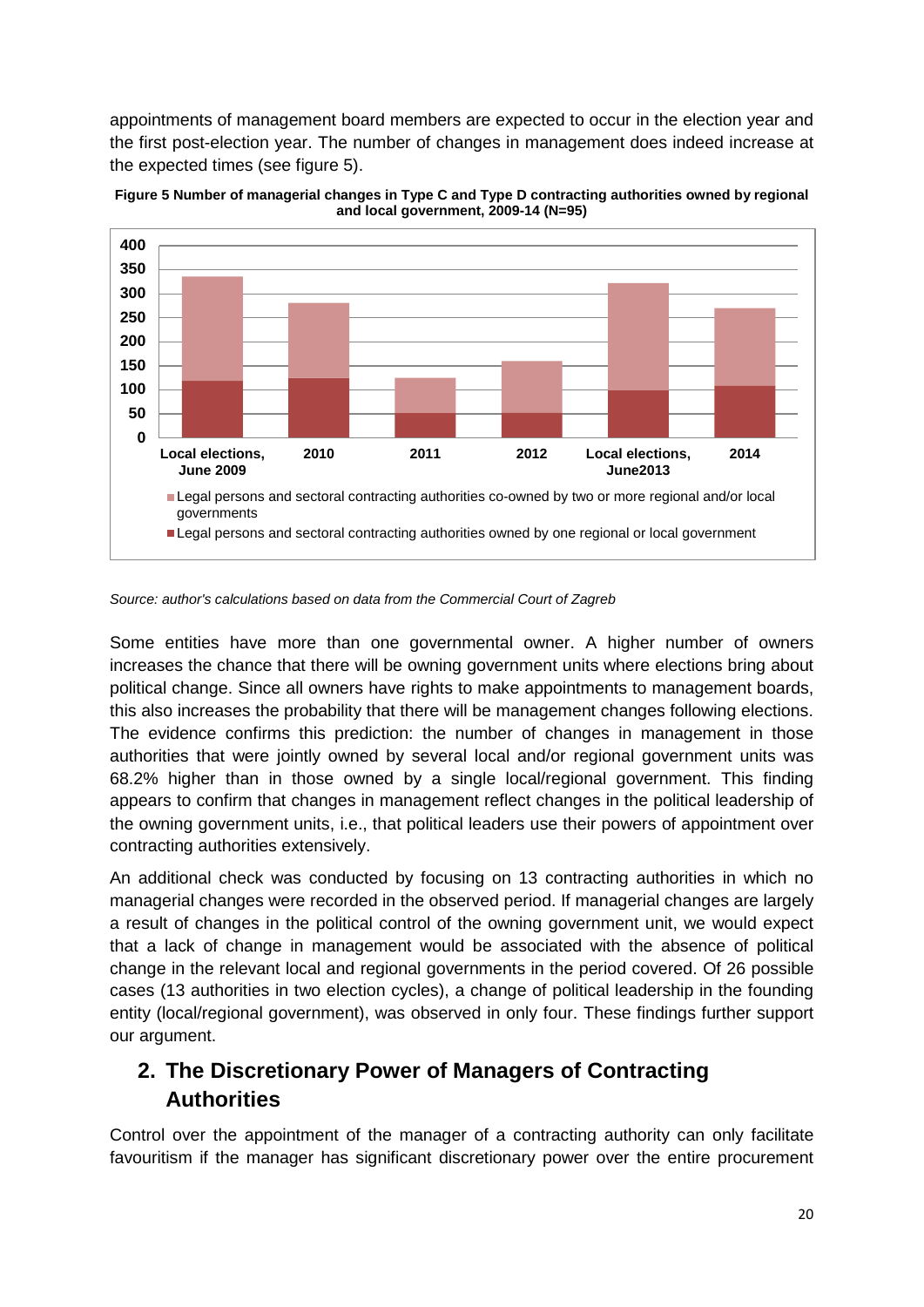appointments of management board members are expected to occur in the election year and the first post-election year. The number of changes in management does indeed increase at the expected times (see figure 5).

**Figure 5 Number of managerial changes in Type C and Type D contracting authorities owned by regional and local government, 2009-14 (N=95)**

*Source: author's calculations based on data from the Commercial Court of Zagreb*

Some entities have more than one governmental owner. A higher number of owners increases the chance that there will be owning government units where elections bring about political change. Since all owners have rights to make appointments to management boards, this also increases the probability that there will be management changes following elections. The evidence confirms this prediction: the number of changes in management in those authorities that were jointly owned by several local and/or regional government units was 68.2% higher than in those owned by a single local/regional government. This finding appears to confirm that changes in management reflect changes in the political leadership of the owning government units, i.e., that political leaders use their powers of appointment over contracting authorities extensively.

An additional check was conducted by focusing on 13 contracting authorities in which no managerial changes were recorded in the observed period. If managerial changes are largely a result of changes in the political control of the owning government unit, we would expect that a lack of change in management would be associated with the absence of political change in the relevant local and regional governments in the period covered. Of 26 possible cases (13 authorities in two election cycles), a change of political leadership in the founding entity (local/regional government), was observed in only four. These findings further support our argument.

## 2. The Discretionary Power of Managers of Contracting Authorities

Control over the appointment of the manager of a contracting authority can only facilitate favouritism if the manager has significant discretionary power over the entire procurement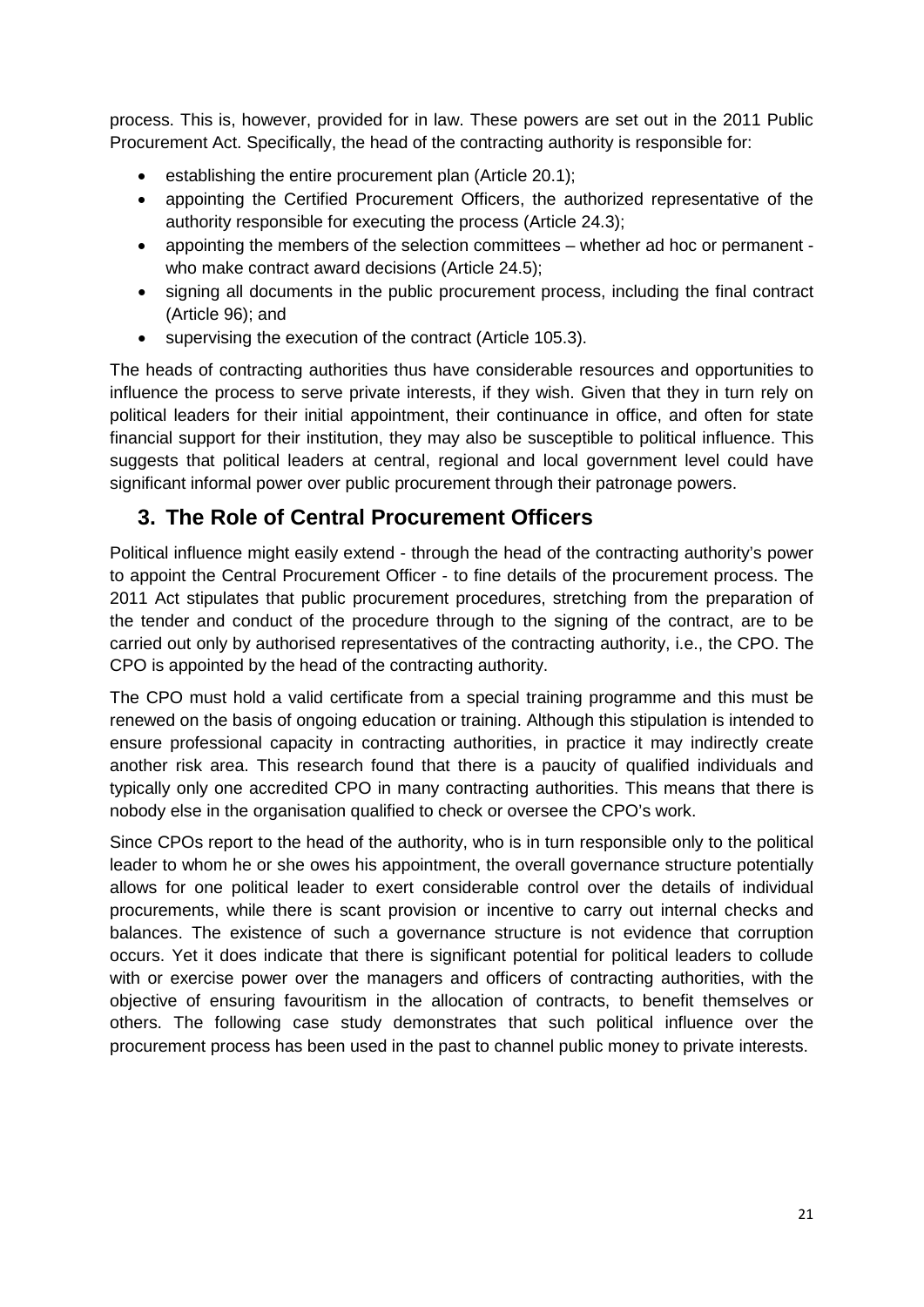process. This is, however, provided for in law. These powers are set out in the 2011 Public Procurement Act. Specifically, the head of the contracting authority is responsible for:

- establishing the entire procurement plan (Article 20.1);
- appointing the Certified Procurement Officers, the authorized representative of the authority responsible for executing the process (Article 24.3);
- appointing the members of the selection committees – whether ad hoc or permanent - who make contract award decisions (Article 24.5);
- signing all documents in the public procurement process, including the final contract (Article 96); and
- supervising the execution of the contract (Article 105.3).

The heads of contracting authorities thus have considerable resources and opportunities to influence the process to serve private interests, if they wish. Given that they in turn rely on political leaders for their initial appointment, their continuance in office, and often for state financial support for their institution, they may also be susceptible to political influence. This suggests that political leaders at central, regional and local government level could have significant informal power over public procurement through their patronage powers.

## 3. The Role of Central Procurement Officers

Political influence might easily extend - through the head of the contracting authority's power to appoint the Central Procurement Officer - to fine details of the procurement process. The 2011 Act stipulates that public procurement procedures, stretching from the preparation of the tender and conduct of the procedure through to the signing of the contract, are to be carried out only by authorised representatives of the contracting authority, i.e., the CPO. The CPO is appointed by the head of the contracting authority.

The CPO must hold a valid certificate from a special training programme and this must be renewed on the basis of ongoing education or training. Although this stipulation is intended to ensure professional capacity in contracting authorities, in practice it may indirectly create another risk area. This research found that there is a paucity of qualified individuals and typically only one accredited CPO in many contracting authorities. This means that there is nobody else in the organisation qualified to check or oversee the CPO's work.

Since CPOs report to the head of the authority, who is in turn responsible only to the political leader to whom he or she owes his appointment, the overall governance structure potentially allows for one political leader to exert considerable control over the details of individual procurements, while there is scant provision or incentive to carry out internal checks and balances. The existence of such a governance structure is not evidence that corruption occurs. Yet it does indicate that there is significant potential for political leaders to collude with or exercise power over the managers and officers of contracting authorities, with the objective of ensuring favouritism in the allocation of contracts, to benefit themselves or others. The following case study demonstrates that such political influence over the procurement process has been used in the past to channel public money to private interests.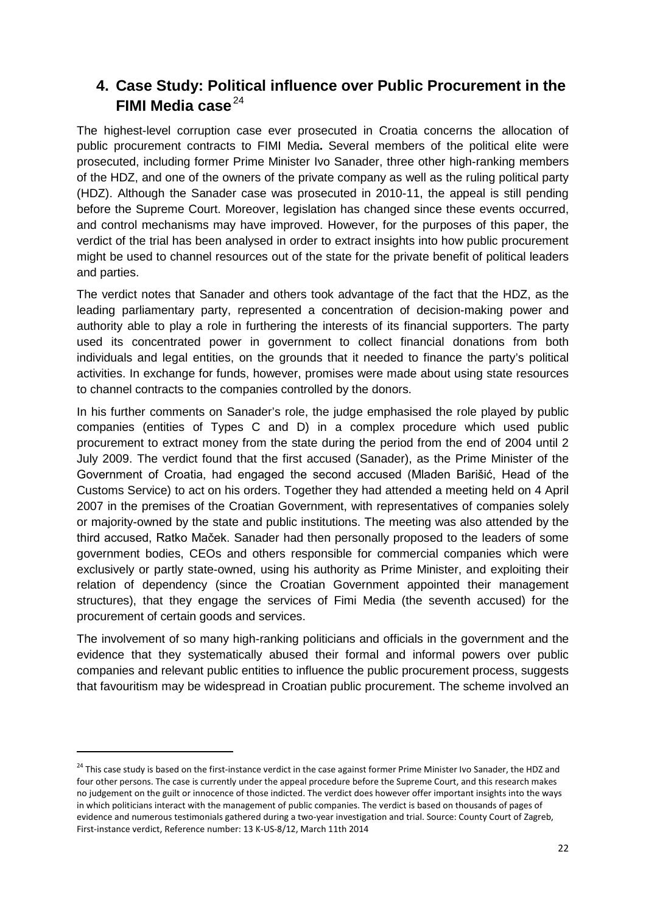## 4. Case Study: Political influence over Public Procurement in the FIMI Media case[24]

The highest-level corruption case ever prosecuted in Croatia concerns the allocation of public procurement contracts to FIMI Media**.** Several members of the political elite were prosecuted, including former Prime Minister Ivo Sanader, three other high-ranking members of the HDZ, and one of the owners of the private company as well as the ruling political party (HDZ). Although the Sanader case was prosecuted in 2010-11, the appeal is still pending before the Supreme Court. Moreover, legislation has changed since these events occurred, and control mechanisms may have improved. However, for the purposes of this paper, the verdict of the trial has been analysed in order to extract insights into how public procurement might be used to channel resources out of the state for the private benefit of political leaders and parties.

The verdict notes that Sanader and others took advantage of the fact that the HDZ, as the leading parliamentary party, represented a concentration of decision-making power and authority able to play a role in furthering the interests of its financial supporters. The party used its concentrated power in government to collect financial donations from both individuals and legal entities, on the grounds that it needed to finance the party's political activities. In exchange for funds, however, promises were made about using state resources to channel contracts to the companies controlled by the donors.

In his further comments on Sanader's role, the judge emphasised the role played by public companies (entities of Types C and D) in a complex procedure which used public procurement to extract money from the state during the period from the end of 2004 until 2 July 2009. The verdict found that the first accused (Sanader), as the Prime Minister of the Government of Croatia, had engaged the second accused (Mladen Barišić, Head of the Customs Service) to act on his orders. Together they had attended a meeting held on 4 April 2007 in the premises of the Croatian Government, with representatives of companies solely or majority-owned by the state and public institutions. The meeting was also attended by the third accused, Ratko Maček. Sanader had then personally proposed to the leaders of some government bodies, CEOs and others responsible for commercial companies which were exclusively or partly state-owned, using his authority as Prime Minister, and exploiting their relation of dependency (since the Croatian Government appointed their management structures), that they engage the services of Fimi Media (the seventh accused) for the procurement of certain goods and services.

The involvement of so many high-ranking politicians and officials in the government and the evidence that they systematically abused their formal and informal powers over public companies and relevant public entities to influence the public procurement process, suggests that favouritism may be widespread in Croatian public procurement. The scheme involved an

[24] This case study is based on the first-instance verdict in the case against former Prime Minister Ivo Sanader, the HDZ and four other persons. The case is currently under the appeal procedure before the Supreme Court, and this research makes no judgement on the guilt or innocence of those indicted. The verdict does however offer important insights into the ways in which politicians interact with the management of public companies. The verdict is based on thousands of pages of evidence and numerous testimonials gathered during a two-year investigation and trial. Source: County Court of Zagreb, First-instance verdict, Reference number: 13 K-US-8/12, March 11th 2014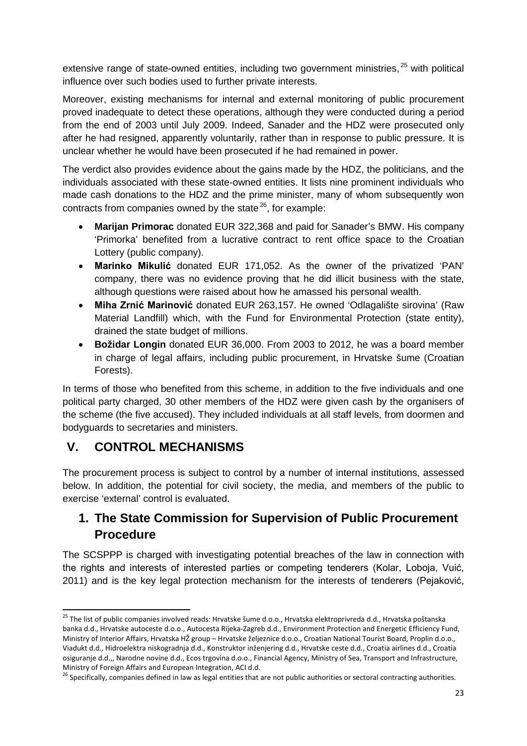extensive range of state-owned entities, including two government ministries,[25] with political influence over such bodies used to further private interests.

Moreover, existing mechanisms for internal and external monitoring of public procurement proved inadequate to detect these operations, although they were conducted during a period from the end of 2003 until July 2009. Indeed, Sanader and the HDZ were prosecuted only after he had resigned, apparently voluntarily, rather than in response to public pressure. It is unclear whether he would have been prosecuted if he had remained in power.

The verdict also provides evidence about the gains made by the HDZ, the politicians, and the individuals associated with these state-owned entities. It lists nine prominent individuals who made cash donations to the HDZ and the prime minister, many of whom subsequently won contracts from companies owned by the state[26], for example:

- **Marijan Primorac** donated EUR 322,368 and paid for Sanader's BMW. His company 'Primorka' benefited from a lucrative contract to rent office space to the Croatian Lottery (public company).
- **Marinko Mikulić** donated EUR 171,052. As the owner of the privatized 'PAN' company, there was no evidence proving that he did illicit business with the state, although questions were raised about how he amassed his personal wealth.
- **Miha Zrnić Marinović** donated EUR 263,157. He owned 'Odlagalište sirovina' (Raw Material Landfill) which, with the Fund for Environmental Protection (state entity), drained the state budget of millions.
- **Božidar Longin** donated EUR 36,000. From 2003 to 2012, he was a board member in charge of legal affairs, including public procurement, in Hrvatske šume (Croatian Forests).

In terms of those who benefited from this scheme, in addition to the five individuals and one political party charged, 30 other members of the HDZ were given cash by the organisers of the scheme (the five accused). They included individuals at all staff levels, from doormen and bodyguards to secretaries and ministers.

# V. CONTROL MECHANISMS

The procurement process is subject to control by a number of internal institutions, assessed below. In addition, the potential for civil society, the media, and members of the public to exercise 'external' control is evaluated.

## 1. The State Commission for Supervision of Public Procurement Procedure

The SCSPPP is charged with investigating potential breaches of the law in connection with the rights and interests of interested parties or competing tenderers (Kolar, Loboja, Vuić, 2011) and is the key legal protection mechanism for the interests of tenderers (Pejaković,

---

[25] The list of public companies involved reads: Hrvatske šume d.o.o., Hrvatska elektroprivreda d.d., Hrvatska poštanska banka d.d., Hrvatske autoceste d.o.o., Autocesta Rijeka-Zagreb d.d., Environment Protection and Energetic Efficiency Fund, Ministry of Interior Affairs, Hrvatska HŽ group – Hrvatske željeznice d.o.o., Croatian National Tourist Board, Proplin d.o.o., Viadukt d.d., Hidroelektra niskogradnja d.d., Konstruktor inženjering d.d., Hrvatske ceste d.d., Croatia airlines d.d., Croatia osiguranje d.d.,, Narodne novine d.d., Ecos trgovina d.o.o., Financial Agency, Ministry of Sea, Transport and Infrastructure, Ministry of Foreign Affairs and European Integration, ACI d.d.

[26] Specifically, companies defined in law as legal entities that are not public authorities or sectoral contracting authorities.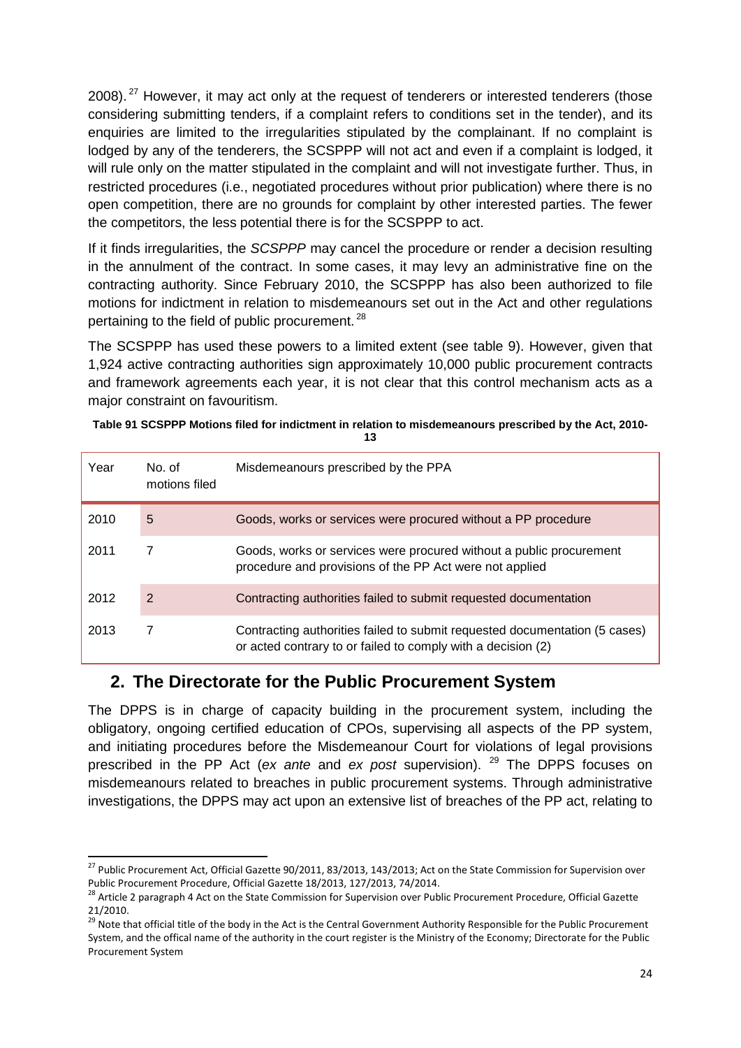2008).[27] However, it may act only at the request of tenderers or interested tenderers (those considering submitting tenders, if a complaint refers to conditions set in the tender), and its enquiries are limited to the irregularities stipulated by the complainant. If no complaint is lodged by any of the tenderers, the SCSPPP will not act and even if a complaint is lodged, it will rule only on the matter stipulated in the complaint and will not investigate further. Thus, in restricted procedures (i.e., negotiated procedures without prior publication) where there is no open competition, there are no grounds for complaint by other interested parties. The fewer the competitors, the less potential there is for the SCSPPP to act.

If it finds irregularities, the *SCSPPP* may cancel the procedure or render a decision resulting in the annulment of the contract. In some cases, it may levy an administrative fine on the contracting authority. Since February 2010, the SCSPPP has also been authorized to file motions for indictment in relation to misdemeanours set out in the Act and other regulations pertaining to the field of public procurement.[28]

The SCSPPP has used these powers to a limited extent (see table 9). However, given that 1,924 active contracting authorities sign approximately 10,000 public procurement contracts and framework agreements each year, it is not clear that this control mechanism acts as a major constraint on favouritism.

**Table 91 SCSPPP Motions filed for indictment in relation to misdemeanours prescribed by the Act, 2010-13**

| Year | No. of motions filed | Misdemeanours prescribed by the PPA |
|---|---|---|
| 2010 | 5 | Goods, works or services were procured without a PP procedure |
| 2011 | 7 | Goods, works or services were procured without a public procurement procedure and provisions of the PP Act were not applied |
| 2012 | 2 | Contracting authorities failed to submit requested documentation |
| 2013 | 7 | Contracting authorities failed to submit requested documentation (5 cases) or acted contrary to or failed to comply with a decision (2) |

## 2. The Directorate for the Public Procurement System

The DPPS is in charge of capacity building in the procurement system, including the obligatory, ongoing certified education of CPOs, supervising all aspects of the PP system, and initiating procedures before the Misdemeanour Court for violations of legal provisions prescribed in the PP Act (*ex ante* and *ex post* supervision).[29] The DPPS focuses on misdemeanours related to breaches in public procurement systems. Through administrative investigations, the DPPS may act upon an extensive list of breaches of the PP act, relating to

[27] Public Procurement Act, Official Gazette 90/2011, 83/2013, 143/2013; Act on the State Commission for Supervision over Public Procurement Procedure, Official Gazette 18/2013, 127/2013, 74/2014.

[28] Article 2 paragraph 4 Act on the State Commission for Supervision over Public Procurement Procedure, Official Gazette 21/2010.

[29] Note that official title of the body in the Act is the Central Government Authority Responsible for the Public Procurement System, and the offical name of the authority in the court register is the Ministry of the Economy; Directorate for the Public Procurement System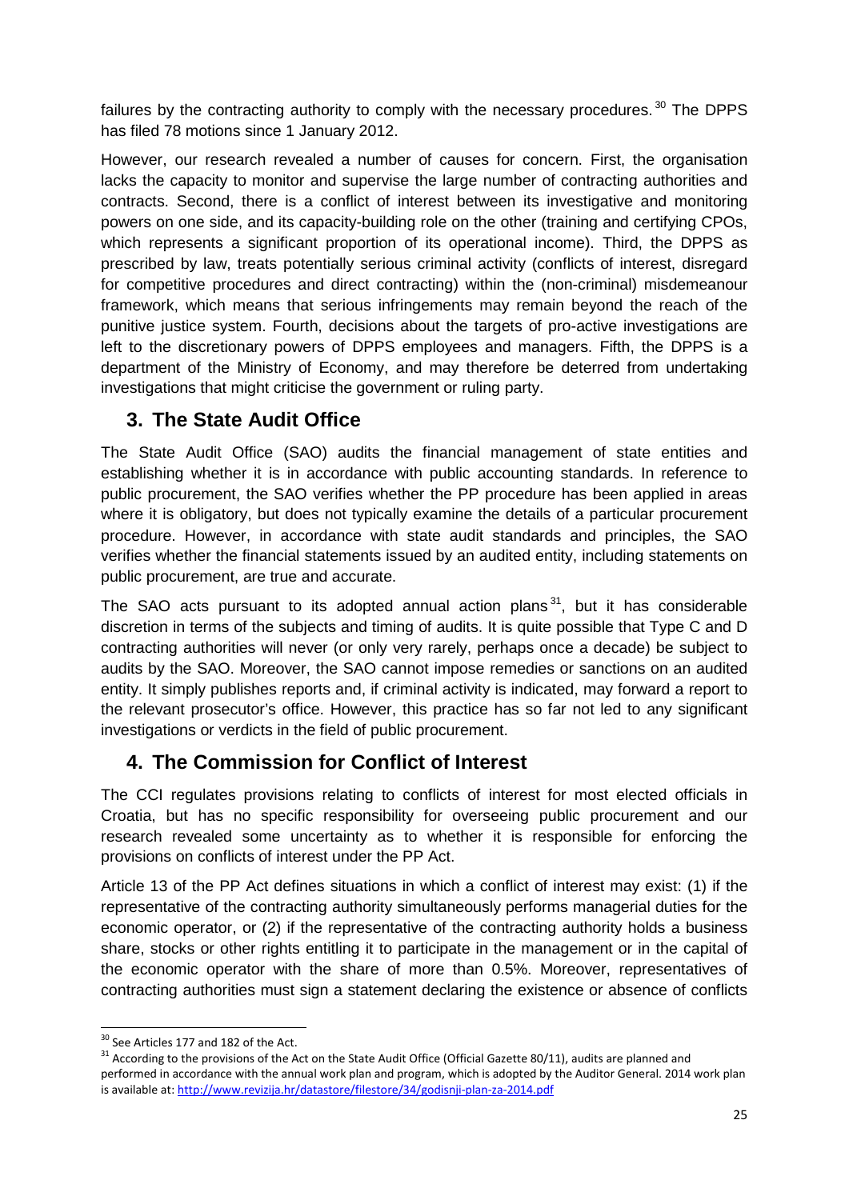failures by the contracting authority to comply with the necessary procedures.[30] The DPPS has filed 78 motions since 1 January 2012.

However, our research revealed a number of causes for concern. First, the organisation lacks the capacity to monitor and supervise the large number of contracting authorities and contracts. Second, there is a conflict of interest between its investigative and monitoring powers on one side, and its capacity-building role on the other (training and certifying CPOs, which represents a significant proportion of its operational income). Third, the DPPS as prescribed by law, treats potentially serious criminal activity (conflicts of interest, disregard for competitive procedures and direct contracting) within the (non-criminal) misdemeanour framework, which means that serious infringements may remain beyond the reach of the punitive justice system. Fourth, decisions about the targets of pro-active investigations are left to the discretionary powers of DPPS employees and managers. Fifth, the DPPS is a department of the Ministry of Economy, and may therefore be deterred from undertaking investigations that might criticise the government or ruling party.

## 3. The State Audit Office

The State Audit Office (SAO) audits the financial management of state entities and establishing whether it is in accordance with public accounting standards. In reference to public procurement, the SAO verifies whether the PP procedure has been applied in areas where it is obligatory, but does not typically examine the details of a particular procurement procedure. However, in accordance with state audit standards and principles, the SAO verifies whether the financial statements issued by an audited entity, including statements on public procurement, are true and accurate.

The SAO acts pursuant to its adopted annual action plans[31], but it has considerable discretion in terms of the subjects and timing of audits. It is quite possible that Type C and D contracting authorities will never (or only very rarely, perhaps once a decade) be subject to audits by the SAO. Moreover, the SAO cannot impose remedies or sanctions on an audited entity. It simply publishes reports and, if criminal activity is indicated, may forward a report to the relevant prosecutor's office. However, this practice has so far not led to any significant investigations or verdicts in the field of public procurement.

## 4. The Commission for Conflict of Interest

The CCI regulates provisions relating to conflicts of interest for most elected officials in Croatia, but has no specific responsibility for overseeing public procurement and our research revealed some uncertainty as to whether it is responsible for enforcing the provisions on conflicts of interest under the PP Act.

Article 13 of the PP Act defines situations in which a conflict of interest may exist: (1) if the representative of the contracting authority simultaneously performs managerial duties for the economic operator, or (2) if the representative of the contracting authority holds a business share, stocks or other rights entitling it to participate in the management or in the capital of the economic operator with the share of more than 0.5%. Moreover, representatives of contracting authorities must sign a statement declaring the existence or absence of conflicts

---

[30] See Articles 177 and 182 of the Act.

[31] According to the provisions of the Act on the State Audit Office (Official Gazette 80/11), audits are planned and performed in accordance with the annual work plan and program, which is adopted by the Auditor General. 2014 work plan is available at: http://www.revizija.hr/datastore/filestore/34/godisnji-plan-za-2014.pdf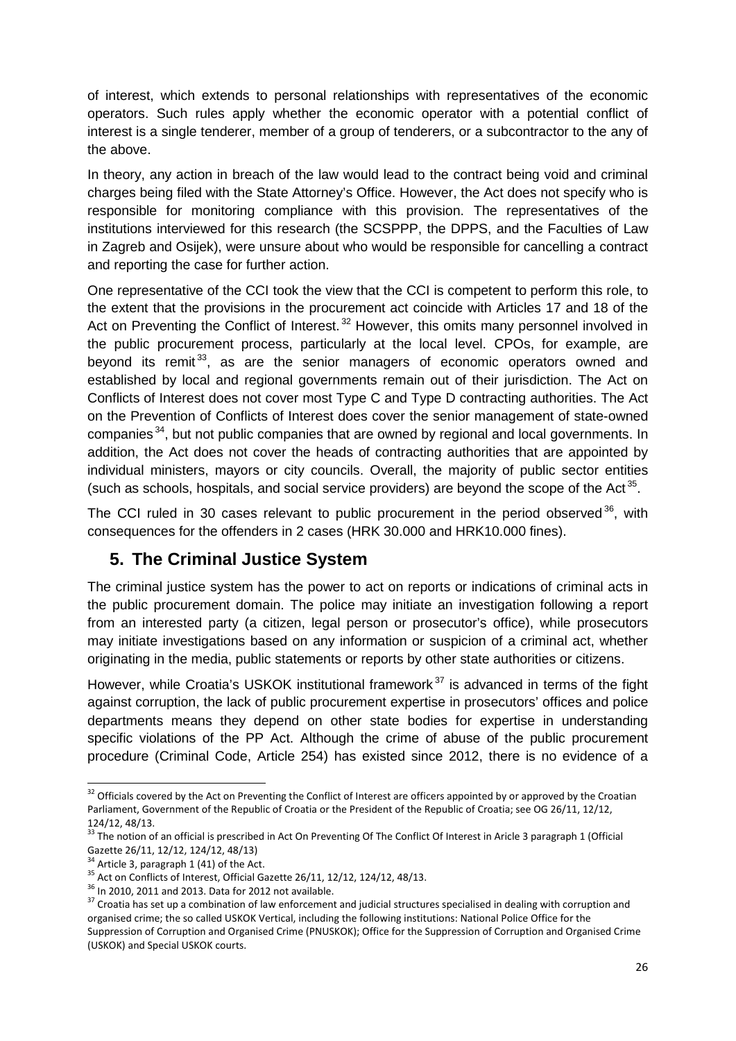of interest, which extends to personal relationships with representatives of the economic operators. Such rules apply whether the economic operator with a potential conflict of interest is a single tenderer, member of a group of tenderers, or a subcontractor to the any of the above.

In theory, any action in breach of the law would lead to the contract being void and criminal charges being filed with the State Attorney's Office. However, the Act does not specify who is responsible for monitoring compliance with this provision. The representatives of the institutions interviewed for this research (the SCSPPP, the DPPS, and the Faculties of Law in Zagreb and Osijek), were unsure about who would be responsible for cancelling a contract and reporting the case for further action.

One representative of the CCI took the view that the CCI is competent to perform this role, to the extent that the provisions in the procurement act coincide with Articles 17 and 18 of the Act on Preventing the Conflict of Interest.[32] However, this omits many personnel involved in the public procurement process, particularly at the local level. CPOs, for example, are beyond its remit[33], as are the senior managers of economic operators owned and established by local and regional governments remain out of their jurisdiction. The Act on Conflicts of Interest does not cover most Type C and Type D contracting authorities. The Act on the Prevention of Conflicts of Interest does cover the senior management of state-owned companies[34], but not public companies that are owned by regional and local governments. In addition, the Act does not cover the heads of contracting authorities that are appointed by individual ministers, mayors or city councils. Overall, the majority of public sector entities (such as schools, hospitals, and social service providers) are beyond the scope of the Act[35].

The CCI ruled in 30 cases relevant to public procurement in the period observed[36], with consequences for the offenders in 2 cases (HRK 30.000 and HRK10.000 fines).

## 5. The Criminal Justice System

The criminal justice system has the power to act on reports or indications of criminal acts in the public procurement domain. The police may initiate an investigation following a report from an interested party (a citizen, legal person or prosecutor's office), while prosecutors may initiate investigations based on any information or suspicion of a criminal act, whether originating in the media, public statements or reports by other state authorities or citizens.

However, while Croatia's USKOK institutional framework[37] is advanced in terms of the fight against corruption, the lack of public procurement expertise in prosecutors' offices and police departments means they depend on other state bodies for expertise in understanding specific violations of the PP Act. Although the crime of abuse of the public procurement procedure (Criminal Code, Article 254) has existed since 2012, there is no evidence of a

---

[32] Officials covered by the Act on Preventing the Conflict of Interest are officers appointed by or approved by the Croatian Parliament, Government of the Republic of Croatia or the President of the Republic of Croatia; see OG 26/11, 12/12, 124/12, 48/13.

[33] The notion of an official is prescribed in Act On Preventing Of The Conflict Of Interest in Aricle 3 paragraph 1 (Official Gazette 26/11, 12/12, 124/12, 48/13)

[34] Article 3, paragraph 1 (41) of the Act.

[35] Act on Conflicts of Interest, Official Gazette 26/11, 12/12, 124/12, 48/13.

[36] In 2010, 2011 and 2013. Data for 2012 not available.

[37] Croatia has set up a combination of law enforcement and judicial structures specialised in dealing with corruption and organised crime; the so called USKOK Vertical, including the following institutions: National Police Office for the Suppression of Corruption and Organised Crime (PNUSKOK); Office for the Suppression of Corruption and Organised Crime (USKOK) and Special USKOK courts.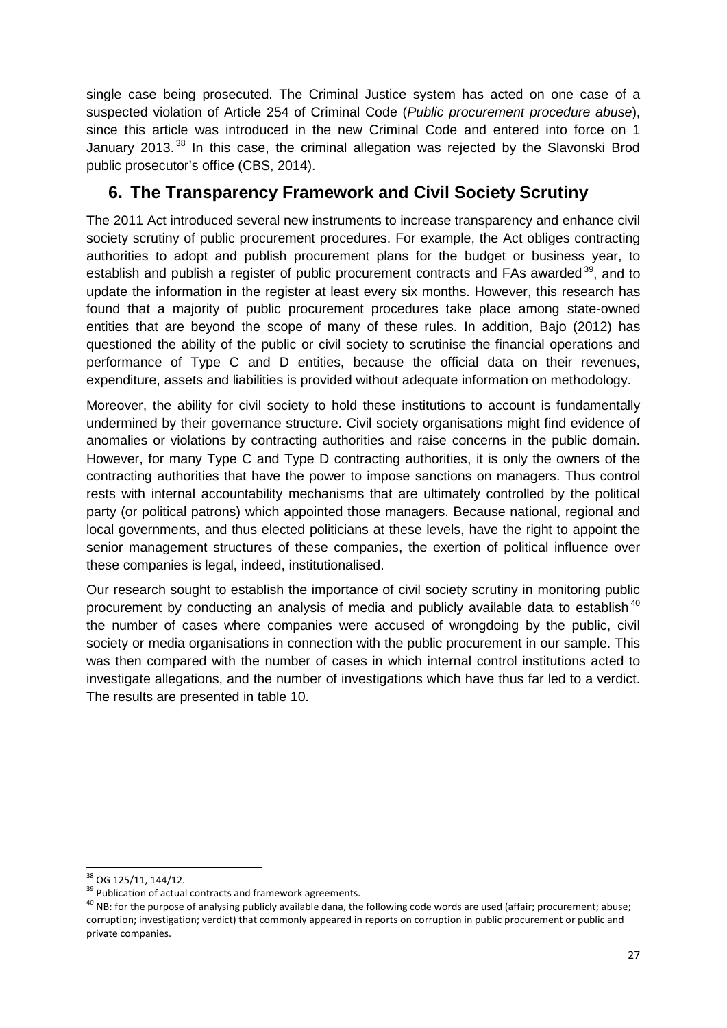single case being prosecuted. The Criminal Justice system has acted on one case of a suspected violation of Article 254 of Criminal Code (*Public procurement procedure abuse*), since this article was introduced in the new Criminal Code and entered into force on 1 January 2013.[38] In this case, the criminal allegation was rejected by the Slavonski Brod public prosecutor's office (CBS, 2014).

## 6. The Transparency Framework and Civil Society Scrutiny

The 2011 Act introduced several new instruments to increase transparency and enhance civil society scrutiny of public procurement procedures. For example, the Act obliges contracting authorities to adopt and publish procurement plans for the budget or business year, to establish and publish a register of public procurement contracts and FAs awarded[39], and to update the information in the register at least every six months. However, this research has found that a majority of public procurement procedures take place among state-owned entities that are beyond the scope of many of these rules. In addition, Bajo (2012) has questioned the ability of the public or civil society to scrutinise the financial operations and performance of Type C and D entities, because the official data on their revenues, expenditure, assets and liabilities is provided without adequate information on methodology.

Moreover, the ability for civil society to hold these institutions to account is fundamentally undermined by their governance structure. Civil society organisations might find evidence of anomalies or violations by contracting authorities and raise concerns in the public domain. However, for many Type C and Type D contracting authorities, it is only the owners of the contracting authorities that have the power to impose sanctions on managers. Thus control rests with internal accountability mechanisms that are ultimately controlled by the political party (or political patrons) which appointed those managers. Because national, regional and local governments, and thus elected politicians at these levels, have the right to appoint the senior management structures of these companies, the exertion of political influence over these companies is legal, indeed, institutionalised.

Our research sought to establish the importance of civil society scrutiny in monitoring public procurement by conducting an analysis of media and publicly available data to establish[40] the number of cases where companies were accused of wrongdoing by the public, civil society or media organisations in connection with the public procurement in our sample. This was then compared with the number of cases in which internal control institutions acted to investigate allegations, and the number of investigations which have thus far led to a verdict. The results are presented in table 10.

---

[38] OG 125/11, 144/12.

[39] Publication of actual contracts and framework agreements.

[40] NB: for the purpose of analysing publicly available dana, the following code words are used (affair; procurement; abuse; corruption; investigation; verdict) that commonly appeared in reports on corruption in public procurement or public and private companies.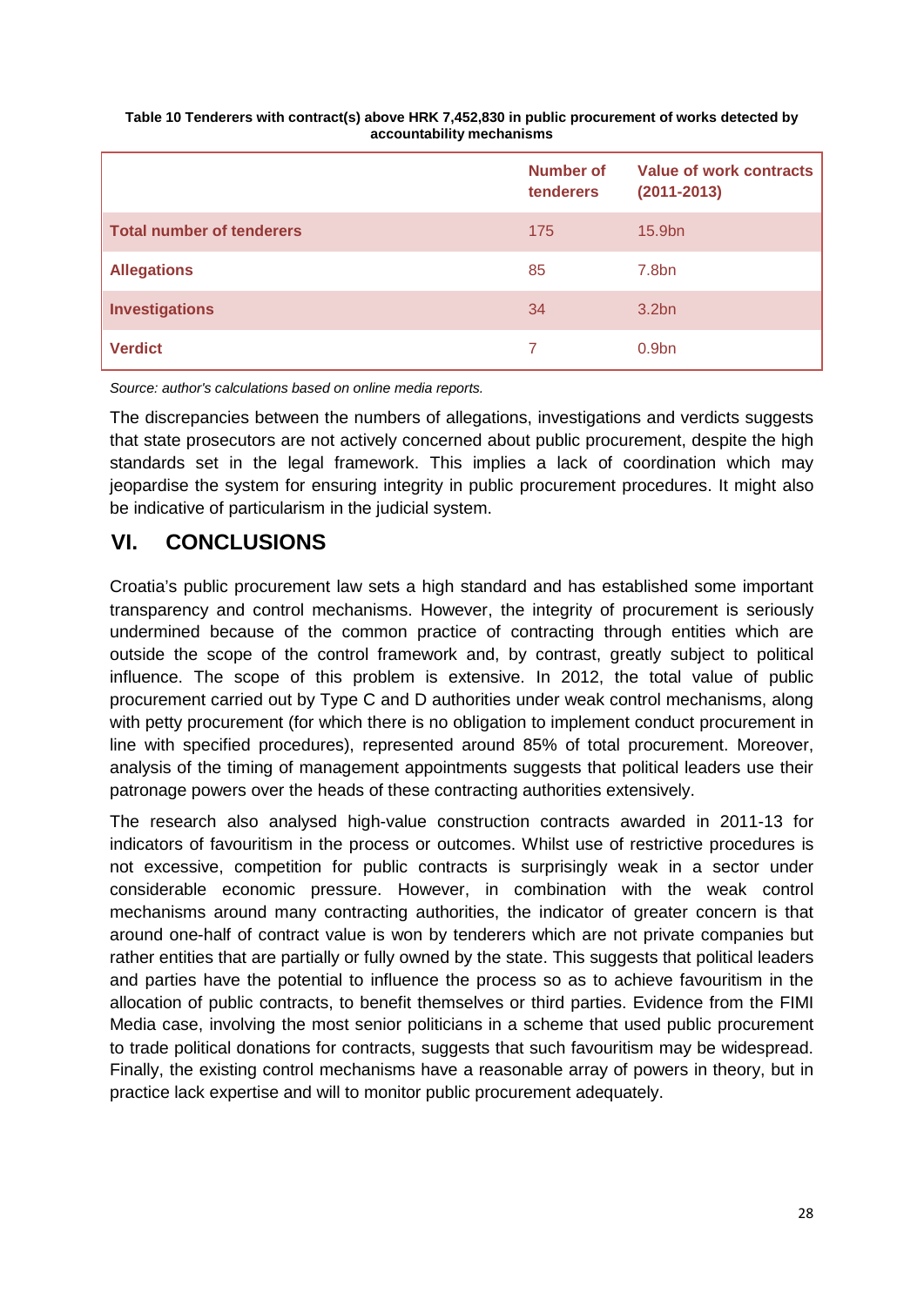**Table 10 Tenderers with contract(s) above HRK 7,452,830 in public procurement of works detected by accountability mechanisms**

| | Number of tenderers | Value of work contracts (2011-2013) |
|---|---|---|
| **Total number of tenderers** | 175 | 15.9bn |
| **Allegations** | 85 | 7.8bn |
| **Investigations** | 34 | 3.2bn |
| **Verdict** | 7 | 0.9bn |

*Source: author's calculations based on online media reports.*

The discrepancies between the numbers of allegations, investigations and verdicts suggests that state prosecutors are not actively concerned about public procurement, despite the high standards set in the legal framework. This implies a lack of coordination which may jeopardise the system for ensuring integrity in public procurement procedures. It might also be indicative of particularism in the judicial system.

# VI. CONCLUSIONS

Croatia's public procurement law sets a high standard and has established some important transparency and control mechanisms. However, the integrity of procurement is seriously undermined because of the common practice of contracting through entities which are outside the scope of the control framework and, by contrast, greatly subject to political influence. The scope of this problem is extensive. In 2012, the total value of public procurement carried out by Type C and D authorities under weak control mechanisms, along with petty procurement (for which there is no obligation to implement conduct procurement in line with specified procedures), represented around 85% of total procurement. Moreover, analysis of the timing of management appointments suggests that political leaders use their patronage powers over the heads of these contracting authorities extensively.

The research also analysed high-value construction contracts awarded in 2011-13 for indicators of favouritism in the process or outcomes. Whilst use of restrictive procedures is not excessive, competition for public contracts is surprisingly weak in a sector under considerable economic pressure. However, in combination with the weak control mechanisms around many contracting authorities, the indicator of greater concern is that around one-half of contract value is won by tenderers which are not private companies but rather entities that are partially or fully owned by the state. This suggests that political leaders and parties have the potential to influence the process so as to achieve favouritism in the allocation of public contracts, to benefit themselves or third parties. Evidence from the FIMI Media case, involving the most senior politicians in a scheme that used public procurement to trade political donations for contracts, suggests that such favouritism may be widespread. Finally, the existing control mechanisms have a reasonable array of powers in theory, but in practice lack expertise and will to monitor public procurement adequately.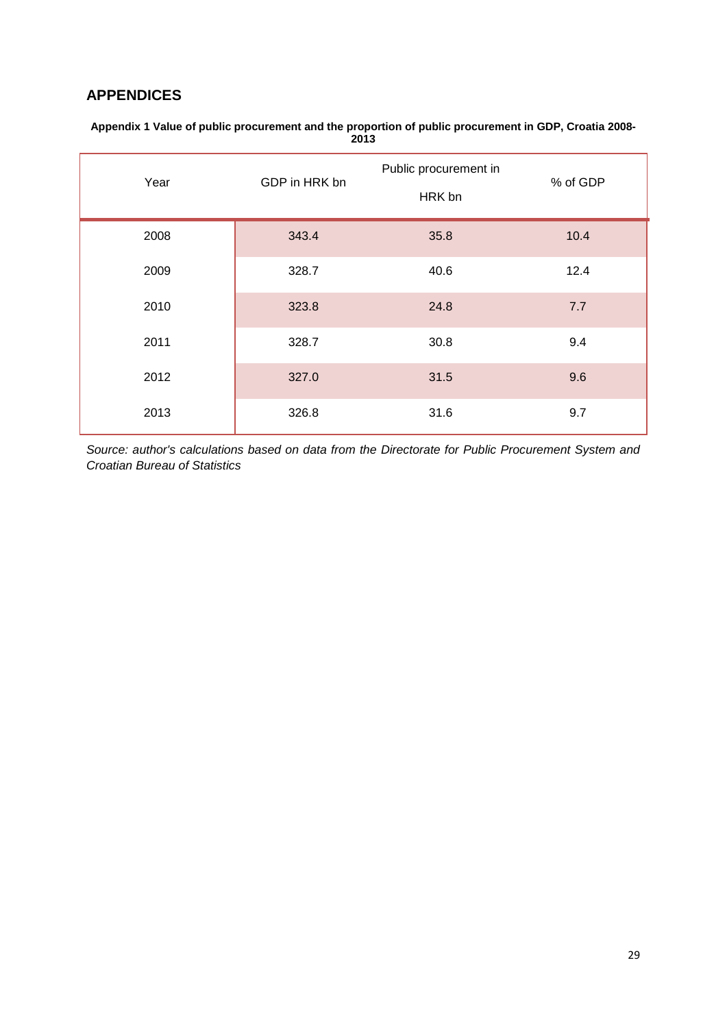## APPENDICES

**Appendix 1 Value of public procurement and the proportion of public procurement in GDP, Croatia 2008-2013**

| Year | GDP in HRK bn | Public procurement in HRK bn | % of GDP |
|---|---|---|---|
| 2008 | 343.4 | 35.8 | 10.4 |
| 2009 | 328.7 | 40.6 | 12.4 |
| 2010 | 323.8 | 24.8 | 7.7 |
| 2011 | 328.7 | 30.8 | 9.4 |
| 2012 | 327.0 | 31.5 | 9.6 |
| 2013 | 326.8 | 31.6 | 9.7 |

*Source: author's calculations based on data from the Directorate for Public Procurement System and Croatian Bureau of Statistics*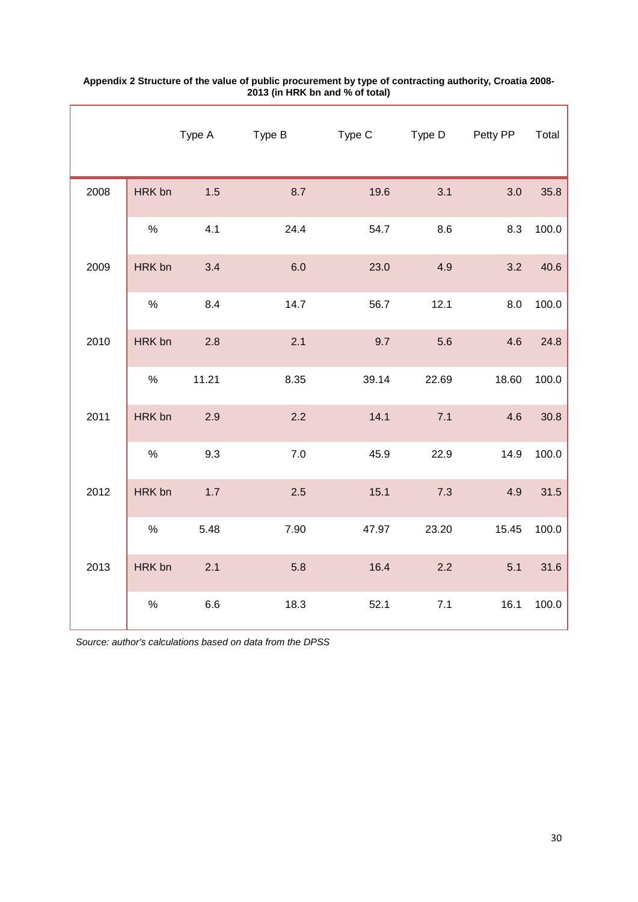**Appendix 2 Structure of the value of public procurement by type of contracting authority, Croatia 2008-2013 (in HRK bn and % of total)**

| | | Type A | Type B | Type C | Type D | Petty PP | Total |
|---|---|---|---|---|---|---|---|
| 2008 | HRK bn | 1.5 | 8.7 | 19.6 | 3.1 | 3.0 | 35.8 |
| | % | 4.1 | 24.4 | 54.7 | 8.6 | 8.3 | 100.0 |
| 2009 | HRK bn | 3.4 | 6.0 | 23.0 | 4.9 | 3.2 | 40.6 |
| | % | 8.4 | 14.7 | 56.7 | 12.1 | 8.0 | 100.0 |
| 2010 | HRK bn | 2.8 | 2.1 | 9.7 | 5.6 | 4.6 | 24.8 |
| | % | 11.21 | 8.35 | 39.14 | 22.69 | 18.60 | 100.0 |
| 2011 | HRK bn | 2.9 | 2.2 | 14.1 | 7.1 | 4.6 | 30.8 |
| | % | 9.3 | 7.0 | 45.9 | 22.9 | 14.9 | 100.0 |
| 2012 | HRK bn | 1.7 | 2.5 | 15.1 | 7.3 | 4.9 | 31.5 |
| | % | 5.48 | 7.90 | 47.97 | 23.20 | 15.45 | 100.0 |
| 2013 | HRK bn | 2.1 | 5.8 | 16.4 | 2.2 | 5.1 | 31.6 |
| | % | 6.6 | 18.3 | 52.1 | 7.1 | 16.1 | 100.0 |

*Source: author's calculations based on data from the DPSS*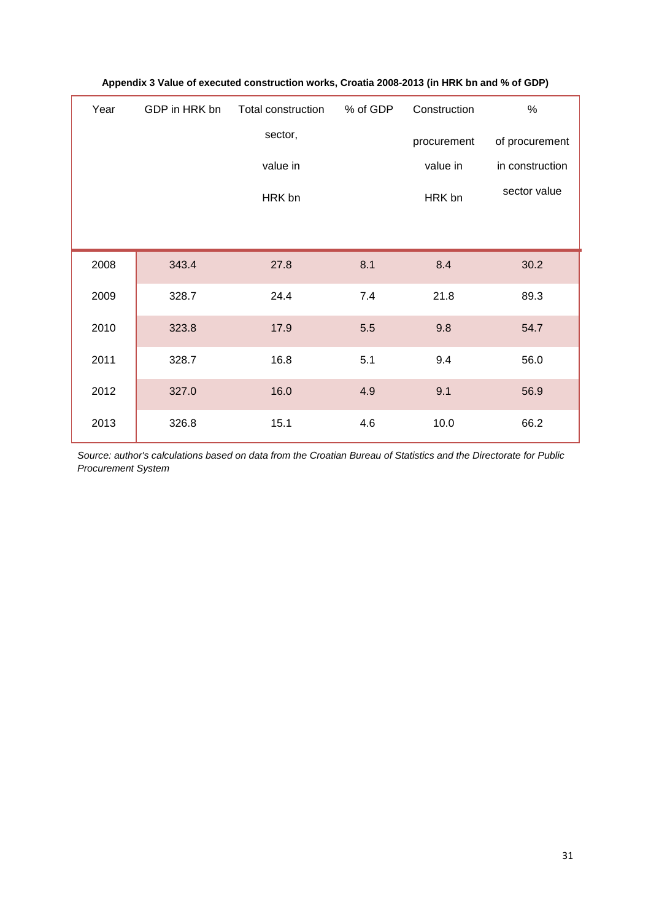**Appendix 3 Value of executed construction works, Croatia 2008-2013 (in HRK bn and % of GDP)**

| Year | GDP in HRK bn | Total construction sector, value in HRK bn | % of GDP | Construction procurement value in HRK bn | % of procurement in construction sector value |
|---|---|---|---|---|---|
| 2008 | 343.4 | 27.8 | 8.1 | 8.4 | 30.2 |
| 2009 | 328.7 | 24.4 | 7.4 | 21.8 | 89.3 |
| 2010 | 323.8 | 17.9 | 5.5 | 9.8 | 54.7 |
| 2011 | 328.7 | 16.8 | 5.1 | 9.4 | 56.0 |
| 2012 | 327.0 | 16.0 | 4.9 | 9.1 | 56.9 |
| 2013 | 326.8 | 15.1 | 4.6 | 10.0 | 66.2 |

*Source: author's calculations based on data from the Croatian Bureau of Statistics and the Directorate for Public Procurement System*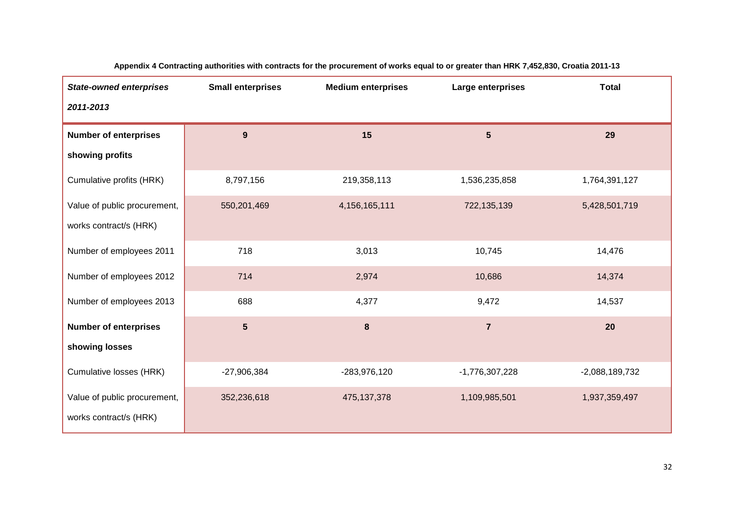**Appendix 4 Contracting authorities with contracts for the procurement of works equal to or greater than HRK 7,452,830, Croatia 2011-13**

| ***State-owned enterprises 2011-2013*** | **Small enterprises** | **Medium enterprises** | **Large enterprises** | **Total** |
|---|---|---|---|---|
| **Number of enterprises showing profits** | **9** | **15** | **5** | **29** |
| Cumulative profits (HRK) | 8,797,156 | 219,358,113 | 1,536,235,858 | 1,764,391,127 |
| Value of public procurement, works contract/s (HRK) | 550,201,469 | 4,156,165,111 | 722,135,139 | 5,428,501,719 |
| Number of employees 2011 | 718 | 3,013 | 10,745 | 14,476 |
| Number of employees 2012 | 714 | 2,974 | 10,686 | 14,374 |
| Number of employees 2013 | 688 | 4,377 | 9,472 | 14,537 |
| **Number of enterprises showing losses** | **5** | **8** | **7** | **20** |
| Cumulative losses (HRK) | -27,906,384 | -283,976,120 | -1,776,307,228 | -2,088,189,732 |
| Value of public procurement, works contract/s (HRK) | 352,236,618 | 475,137,378 | 1,109,985,501 | 1,937,359,497 |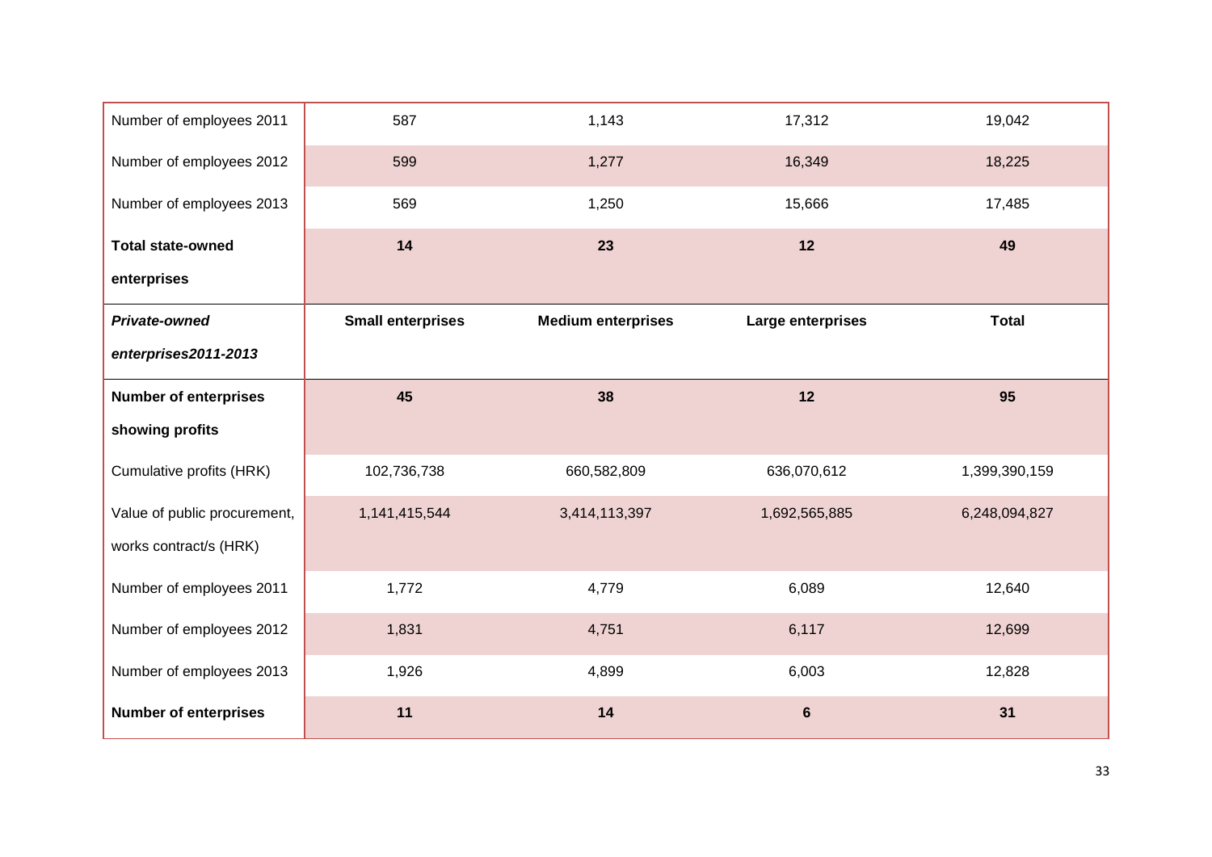| | | | | |
|---|---|---|---|---|
| Number of employees 2011 | 587 | 1,143 | 17,312 | 19,042 |
| Number of employees 2012 | 599 | 1,277 | 16,349 | 18,225 |
| Number of employees 2013 | 569 | 1,250 | 15,666 | 17,485 |
| **Total state-owned enterprises** | **14** | **23** | **12** | **49** |
| ***Private-owned enterprises2011-2013*** | **Small enterprises** | **Medium enterprises** | **Large enterprises** | **Total** |
| **Number of enterprises showing profits** | **45** | **38** | **12** | **95** |
| Cumulative profits (HRK) | 102,736,738 | 660,582,809 | 636,070,612 | 1,399,390,159 |
| Value of public procurement, works contract/s (HRK) | 1,141,415,544 | 3,414,113,397 | 1,692,565,885 | 6,248,094,827 |
| Number of employees 2011 | 1,772 | 4,779 | 6,089 | 12,640 |
| Number of employees 2012 | 1,831 | 4,751 | 6,117 | 12,699 |
| Number of employees 2013 | 1,926 | 4,899 | 6,003 | 12,828 |
| **Number of enterprises** | **11** | **14** | **6** | **31** |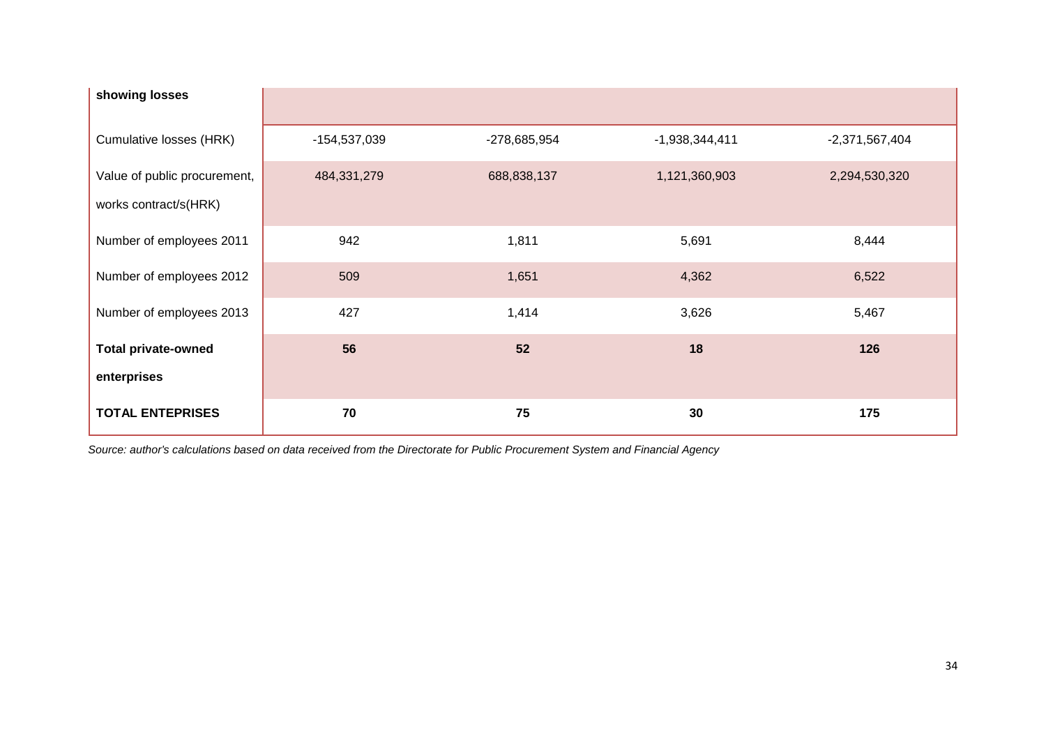| showing losses | | | | |
|---|---|---|---|---|
| Cumulative losses (HRK) | -154,537,039 | -278,685,954 | -1,938,344,411 | -2,371,567,404 |
| Value of public procurement, works contract/s(HRK) | 484,331,279 | 688,838,137 | 1,121,360,903 | 2,294,530,320 |
| Number of employees 2011 | 942 | 1,811 | 5,691 | 8,444 |
| Number of employees 2012 | 509 | 1,651 | 4,362 | 6,522 |
| Number of employees 2013 | 427 | 1,414 | 3,626 | 5,467 |
| **Total private-owned enterprises** | **56** | **52** | **18** | **126** |
| **TOTAL ENTEPRISES** | **70** | **75** | **30** | **175** |

*Source: author's calculations based on data received from the Directorate for Public Procurement System and Financial Agency*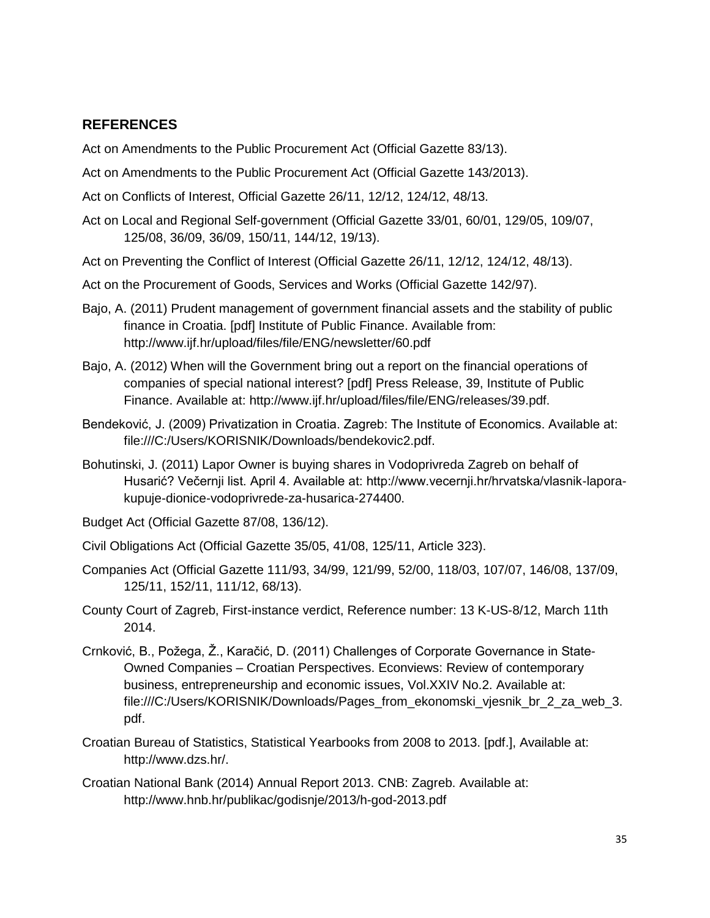## REFERENCES

Act on Amendments to the Public Procurement Act (Official Gazette 83/13).

Act on Amendments to the Public Procurement Act (Official Gazette 143/2013).

Act on Conflicts of Interest, Official Gazette 26/11, 12/12, 124/12, 48/13.

Act on Local and Regional Self-government (Official Gazette 33/01, 60/01, 129/05, 109/07, 125/08, 36/09, 36/09, 150/11, 144/12, 19/13).

Act on Preventing the Conflict of Interest (Official Gazette 26/11, 12/12, 124/12, 48/13).

Act on the Procurement of Goods, Services and Works (Official Gazette 142/97).

Bajo, A. (2011) Prudent management of government financial assets and the stability of public finance in Croatia. [pdf] Institute of Public Finance. Available from: http://www.ijf.hr/upload/files/file/ENG/newsletter/60.pdf

Bajo, A. (2012) When will the Government bring out a report on the financial operations of companies of special national interest? [pdf] Press Release, 39, Institute of Public Finance. Available at: http://www.ijf.hr/upload/files/file/ENG/releases/39.pdf.

Bendeković, J. (2009) Privatization in Croatia. Zagreb: The Institute of Economics. Available at: file:///C:/Users/KORISNIK/Downloads/bendekovic2.pdf.

Bohutinski, J. (2011) Lapor Owner is buying shares in Vodoprivreda Zagreb on behalf of Husarić? Večernji list. April 4. Available at: http://www.vecernji.hr/hrvatska/vlasnik-lapora-kupuje-dionice-vodoprivrede-za-husarica-274400.

Budget Act (Official Gazette 87/08, 136/12).

Civil Obligations Act (Official Gazette 35/05, 41/08, 125/11, Article 323).

Companies Act (Official Gazette 111/93, 34/99, 121/99, 52/00, 118/03, 107/07, 146/08, 137/09, 125/11, 152/11, 111/12, 68/13).

County Court of Zagreb, First-instance verdict, Reference number: 13 K-US-8/12, March 11th 2014.

Crnković, B., Požega, Ž., Karačić, D. (2011) Challenges of Corporate Governance in State-Owned Companies – Croatian Perspectives. Econviews: Review of contemporary business, entrepreneurship and economic issues, Vol.XXIV No.2. Available at: file:///C:/Users/KORISNIK/Downloads/Pages_from_ekonomski_vjesnik_br_2_za_web_3.pdf.

Croatian Bureau of Statistics, Statistical Yearbooks from 2008 to 2013. [pdf.], Available at: http://www.dzs.hr/.

Croatian National Bank (2014) Annual Report 2013. CNB: Zagreb. Available at: http://www.hnb.hr/publikac/godisnje/2013/h-god-2013.pdf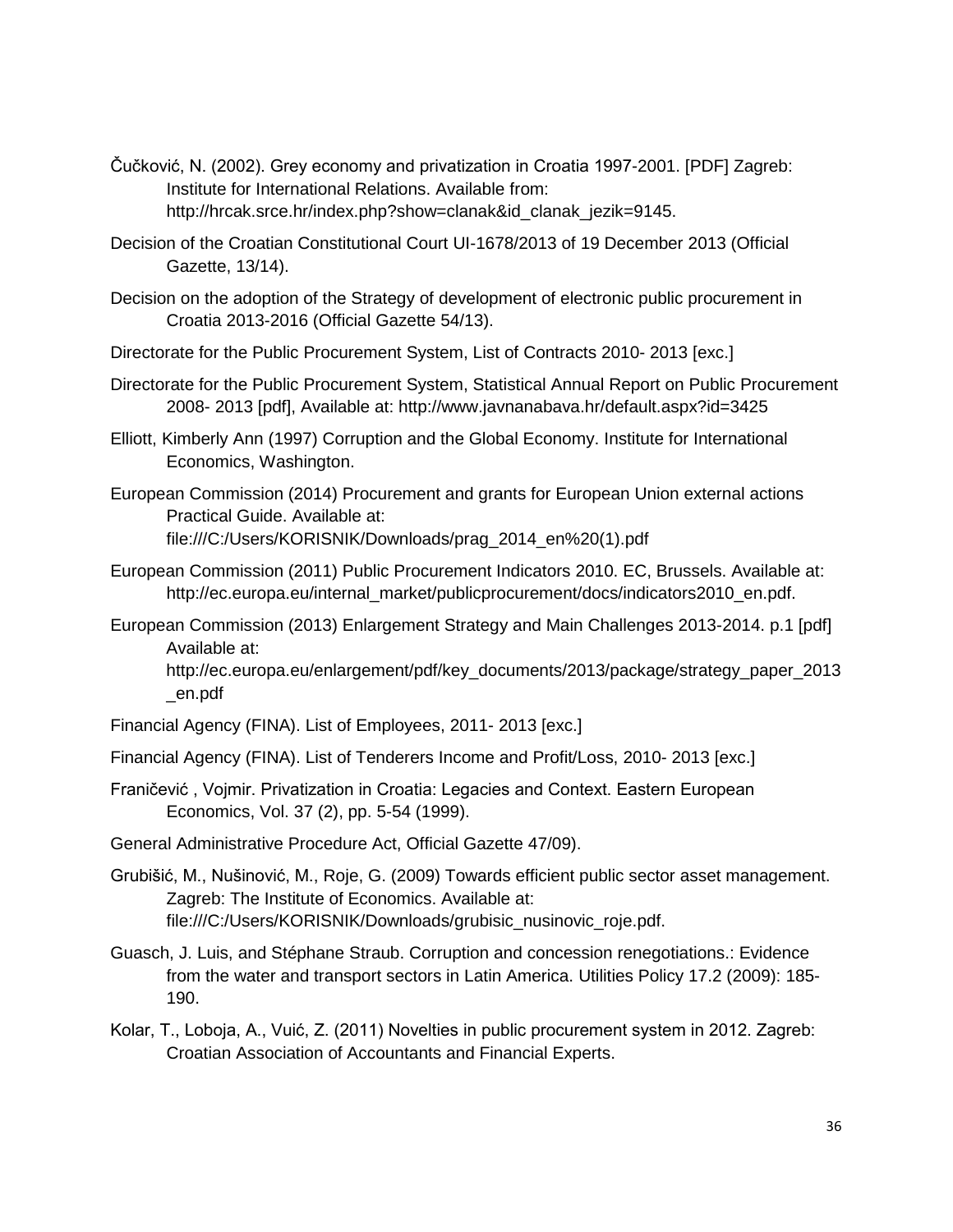Čučković, N. (2002). Grey economy and privatization in Croatia 1997-2001. [PDF] Zagreb: Institute for International Relations. Available from: http://hrcak.srce.hr/index.php?show=clanak&id_clanak_jezik=9145.

Decision of the Croatian Constitutional Court UI-1678/2013 of 19 December 2013 (Official Gazette, 13/14).

Decision on the adoption of the Strategy of development of electronic public procurement in Croatia 2013-2016 (Official Gazette 54/13).

Directorate for the Public Procurement System, List of Contracts 2010- 2013 [exc.]

Directorate for the Public Procurement System, Statistical Annual Report on Public Procurement 2008- 2013 [pdf], Available at: http://www.javnanabava.hr/default.aspx?id=3425

Elliott, Kimberly Ann (1997) Corruption and the Global Economy. Institute for International Economics, Washington.

European Commission (2014) Procurement and grants for European Union external actions Practical Guide. Available at: file:///C:/Users/KORISNIK/Downloads/prag_2014_en%20(1).pdf

European Commission (2011) Public Procurement Indicators 2010. EC, Brussels. Available at: http://ec.europa.eu/internal_market/publicprocurement/docs/indicators2010_en.pdf.

European Commission (2013) Enlargement Strategy and Main Challenges 2013-2014. p.1 [pdf] Available at: http://ec.europa.eu/enlargement/pdf/key_documents/2013/package/strategy_paper_2013_en.pdf

Financial Agency (FINA). List of Employees, 2011- 2013 [exc.]

Financial Agency (FINA). List of Tenderers Income and Profit/Loss, 2010- 2013 [exc.]

Franičević , Vojmir. Privatization in Croatia: Legacies and Context. Eastern European Economics, Vol. 37 (2), pp. 5-54 (1999).

General Administrative Procedure Act, Official Gazette 47/09).

Grubišić, M., Nušinović, M., Roje, G. (2009) Towards efficient public sector asset management. Zagreb: The Institute of Economics. Available at: file:///C:/Users/KORISNIK/Downloads/grubisic_nusinovic_roje.pdf.

Guasch, J. Luis, and Stéphane Straub. Corruption and concession renegotiations.: Evidence from the water and transport sectors in Latin America. Utilities Policy 17.2 (2009): 185-190.

Kolar, T., Loboja, A., Vuić, Z. (2011) Novelties in public procurement system in 2012. Zagreb: Croatian Association of Accountants and Financial Experts.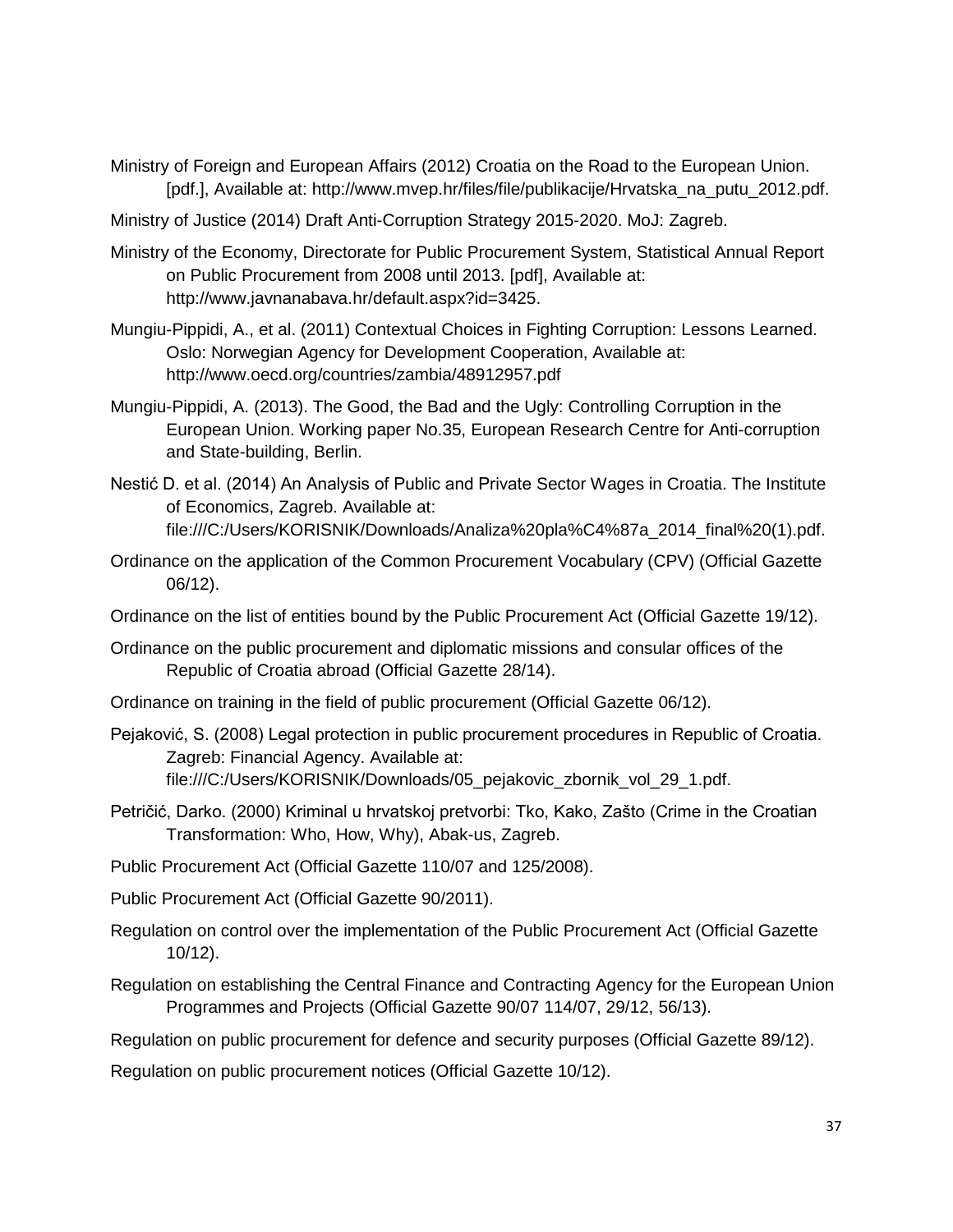Ministry of Foreign and European Affairs (2012) Croatia on the Road to the European Union. [pdf.], Available at: http://www.mvep.hr/files/file/publikacije/Hrvatska_na_putu_2012.pdf.

Ministry of Justice (2014) Draft Anti-Corruption Strategy 2015-2020. MoJ: Zagreb.

Ministry of the Economy, Directorate for Public Procurement System, Statistical Annual Report on Public Procurement from 2008 until 2013. [pdf], Available at: http://www.javnanabava.hr/default.aspx?id=3425.

Mungiu-Pippidi, A., et al. (2011) Contextual Choices in Fighting Corruption: Lessons Learned. Oslo: Norwegian Agency for Development Cooperation, Available at: http://www.oecd.org/countries/zambia/48912957.pdf

Mungiu-Pippidi, A. (2013). The Good, the Bad and the Ugly: Controlling Corruption in the European Union. Working paper No.35, European Research Centre for Anti-corruption and State-building, Berlin.

Nestić D. et al. (2014) An Analysis of Public and Private Sector Wages in Croatia. The Institute of Economics, Zagreb. Available at: file:///C:/Users/KORISNIK/Downloads/Analiza%20pla%C4%87a_2014_final%20(1).pdf.

Ordinance on the application of the Common Procurement Vocabulary (CPV) (Official Gazette 06/12).

Ordinance on the list of entities bound by the Public Procurement Act (Official Gazette 19/12).

Ordinance on the public procurement and diplomatic missions and consular offices of the Republic of Croatia abroad (Official Gazette 28/14).

Ordinance on training in the field of public procurement (Official Gazette 06/12).

Pejaković, S. (2008) Legal protection in public procurement procedures in Republic of Croatia. Zagreb: Financial Agency. Available at: file:///C:/Users/KORISNIK/Downloads/05_pejakovic_zbornik_vol_29_1.pdf.

Petričić, Darko. (2000) Kriminal u hrvatskoj pretvorbi: Tko, Kako, Zašto (Crime in the Croatian Transformation: Who, How, Why), Abak-us, Zagreb.

Public Procurement Act (Official Gazette 110/07 and 125/2008).

Public Procurement Act (Official Gazette 90/2011).

Regulation on control over the implementation of the Public Procurement Act (Official Gazette 10/12).

Regulation on establishing the Central Finance and Contracting Agency for the European Union Programmes and Projects (Official Gazette 90/07 114/07, 29/12, 56/13).

Regulation on public procurement for defence and security purposes (Official Gazette 89/12).

Regulation on public procurement notices (Official Gazette 10/12).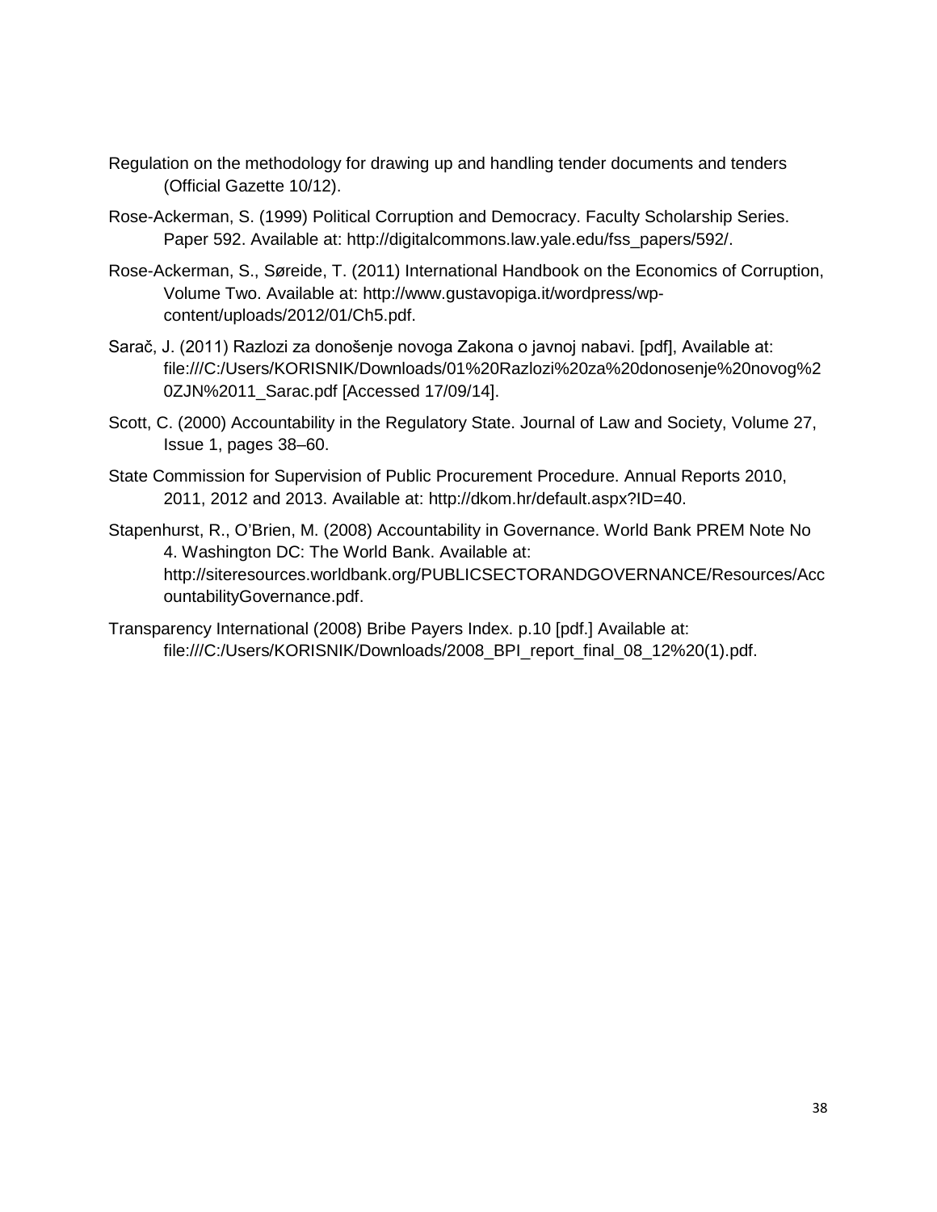Regulation on the methodology for drawing up and handling tender documents and tenders (Official Gazette 10/12).

Rose-Ackerman, S. (1999) Political Corruption and Democracy. Faculty Scholarship Series. Paper 592. Available at: http://digitalcommons.law.yale.edu/fss_papers/592/.

Rose-Ackerman, S., Søreide, T. (2011) International Handbook on the Economics of Corruption, Volume Two. Available at: http://www.gustavopiga.it/wordpress/wp-content/uploads/2012/01/Ch5.pdf.

Sarač, J. (2011) Razlozi za donošenje novoga Zakona o javnoj nabavi. [pdf], Available at: file:///C:/Users/KORISNIK/Downloads/01%20Razlozi%20za%20donosenje%20novog%20ZJN%2011_Sarac.pdf [Accessed 17/09/14].

Scott, C. (2000) Accountability in the Regulatory State. Journal of Law and Society, Volume 27, Issue 1, pages 38–60.

State Commission for Supervision of Public Procurement Procedure. Annual Reports 2010, 2011, 2012 and 2013. Available at: http://dkom.hr/default.aspx?ID=40.

Stapenhurst, R., O'Brien, M. (2008) Accountability in Governance. World Bank PREM Note No 4. Washington DC: The World Bank. Available at: http://siteresources.worldbank.org/PUBLICSECTORANDGOVERNANCE/Resources/AccountabilityGovernance.pdf.

Transparency International (2008) Bribe Payers Index. p.10 [pdf.] Available at: file:///C:/Users/KORISNIK/Downloads/2008_BPI_report_final_08_12%20(1).pdf.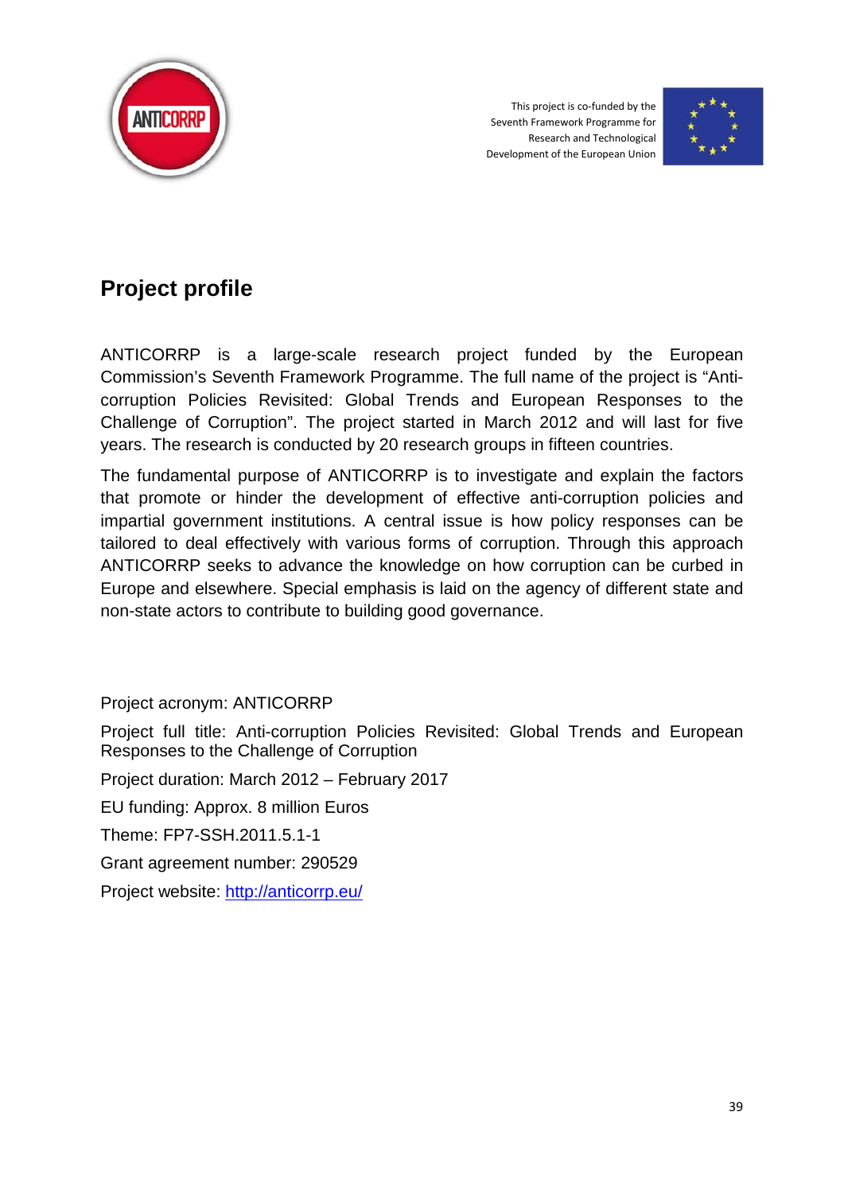This project is co-funded by the Seventh Framework Programme for Research and Technological Development of the European Union

## Project profile

ANTICORRP is a large-scale research project funded by the European Commission's Seventh Framework Programme. The full name of the project is "Anti-corruption Policies Revisited: Global Trends and European Responses to the Challenge of Corruption". The project started in March 2012 and will last for five years. The research is conducted by 20 research groups in fifteen countries.

The fundamental purpose of ANTICORRP is to investigate and explain the factors that promote or hinder the development of effective anti-corruption policies and impartial government institutions. A central issue is how policy responses can be tailored to deal effectively with various forms of corruption. Through this approach ANTICORRP seeks to advance the knowledge on how corruption can be curbed in Europe and elsewhere. Special emphasis is laid on the agency of different state and non-state actors to contribute to building good governance.

Project acronym: ANTICORRP

Project full title: Anti-corruption Policies Revisited: Global Trends and European Responses to the Challenge of Corruption

Project duration: March 2012 – February 2017

EU funding: Approx. 8 million Euros

Theme: FP7-SSH.2011.5.1-1

Grant agreement number: 290529

Project website: [http://anticorrp.eu/](http://anticorrp.eu/)